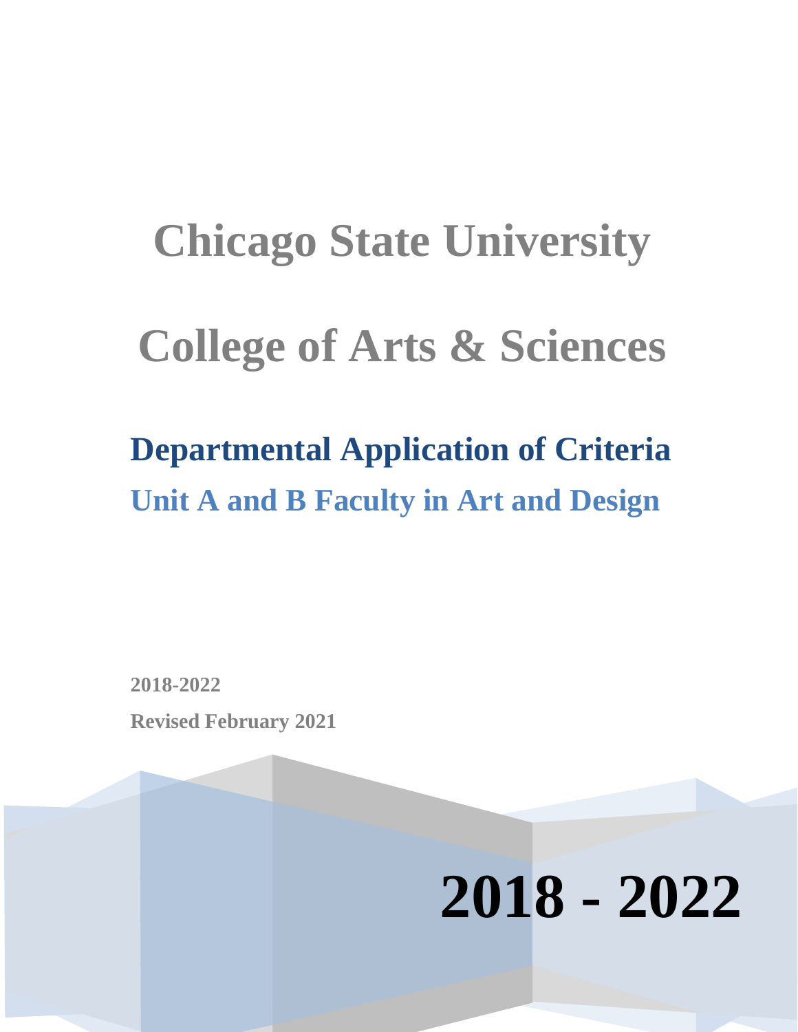# Chicago State University

# College of Arts & Sciences

## Departmental Application of Criteria

### Unit A and B Faculty in Art and Design

**2018-2022**

**Revised February 2021**

**2018 - 2022**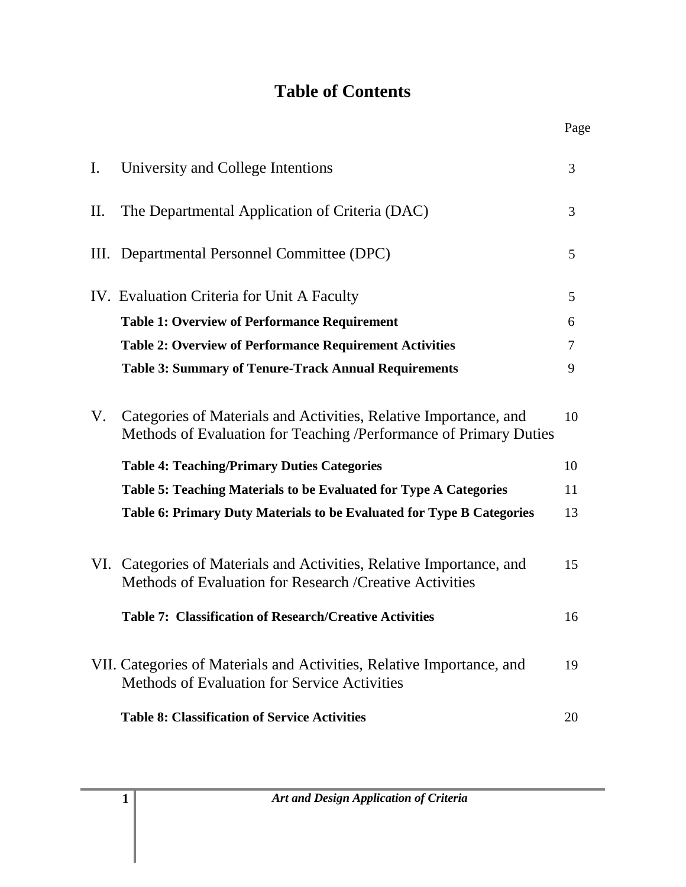# Table of Contents

| | | Page |
|---|---|---|
| I. | University and College Intentions | 3 |
| II. | The Departmental Application of Criteria (DAC) | 3 |
| III. | Departmental Personnel Committee (DPC) | 5 |
| IV. | Evaluation Criteria for Unit A Faculty | 5 |
| | **Table 1: Overview of Performance Requirement** | 6 |
| | **Table 2: Overview of Performance Requirement Activities** | 7 |
| | **Table 3: Summary of Tenure-Track Annual Requirements** | 9 |
| V. | Categories of Materials and Activities, Relative Importance, and Methods of Evaluation for Teaching /Performance of Primary Duties | 10 |
| | **Table 4: Teaching/Primary Duties Categories** | 10 |
| | **Table 5: Teaching Materials to be Evaluated for Type A Categories** | 11 |
| | **Table 6: Primary Duty Materials to be Evaluated for Type B Categories** | 13 |
| VI. | Categories of Materials and Activities, Relative Importance, and Methods of Evaluation for Research /Creative Activities | 15 |
| | **Table 7: Classification of Research/Creative Activities** | 16 |
| VII. | Categories of Materials and Activities, Relative Importance, and Methods of Evaluation for Service Activities | 19 |
| | **Table 8: Classification of Service Activities** | 20 |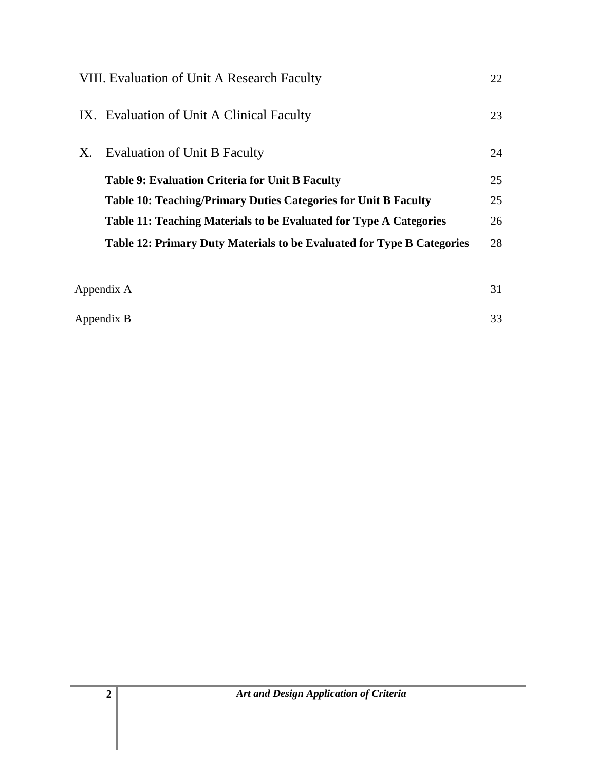| | |
|---|---|
| VIII. Evaluation of Unit A Research Faculty | 22 |
| IX. Evaluation of Unit A Clinical Faculty | 23 |
| X. Evaluation of Unit B Faculty | 24 |
| **Table 9: Evaluation Criteria for Unit B Faculty** | 25 |
| **Table 10: Teaching/Primary Duties Categories for Unit B Faculty** | 25 |
| **Table 11: Teaching Materials to be Evaluated for Type A Categories** | 26 |
| **Table 12: Primary Duty Materials to be Evaluated for Type B Categories** | 28 |
| Appendix A | 31 |
| Appendix B | 33 |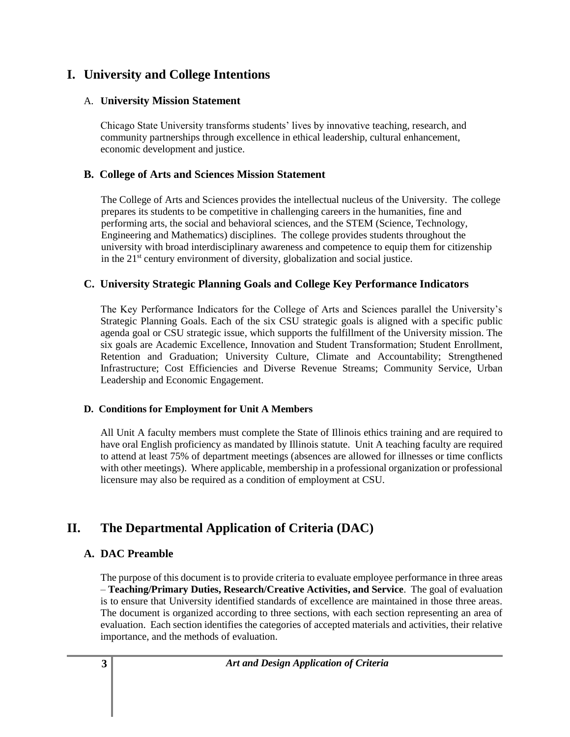# I. University and College Intentions

## A. University Mission Statement

Chicago State University transforms students' lives by innovative teaching, research, and community partnerships through excellence in ethical leadership, cultural enhancement, economic development and justice.

## B. College of Arts and Sciences Mission Statement

The College of Arts and Sciences provides the intellectual nucleus of the University. The college prepares its students to be competitive in challenging careers in the humanities, fine and performing arts, the social and behavioral sciences, and the STEM (Science, Technology, Engineering and Mathematics) disciplines. The college provides students throughout the university with broad interdisciplinary awareness and competence to equip them for citizenship in the 21st century environment of diversity, globalization and social justice.

## C. University Strategic Planning Goals and College Key Performance Indicators

The Key Performance Indicators for the College of Arts and Sciences parallel the University's Strategic Planning Goals. Each of the six CSU strategic goals is aligned with a specific public agenda goal or CSU strategic issue, which supports the fulfillment of the University mission. The six goals are Academic Excellence, Innovation and Student Transformation; Student Enrollment, Retention and Graduation; University Culture, Climate and Accountability; Strengthened Infrastructure; Cost Efficiencies and Diverse Revenue Streams; Community Service, Urban Leadership and Economic Engagement.

### D. Conditions for Employment for Unit A Members

All Unit A faculty members must complete the State of Illinois ethics training and are required to have oral English proficiency as mandated by Illinois statute. Unit A teaching faculty are required to attend at least 75% of department meetings (absences are allowed for illnesses or time conflicts with other meetings). Where applicable, membership in a professional organization or professional licensure may also be required as a condition of employment at CSU.

# II. The Departmental Application of Criteria (DAC)

## A. DAC Preamble

The purpose of this document is to provide criteria to evaluate employee performance in three areas – **Teaching/Primary Duties, Research/Creative Activities, and Service**. The goal of evaluation is to ensure that University identified standards of excellence are maintained in those three areas. The document is organized according to three sections, with each section representing an area of evaluation. Each section identifies the categories of accepted materials and activities, their relative importance, and the methods of evaluation.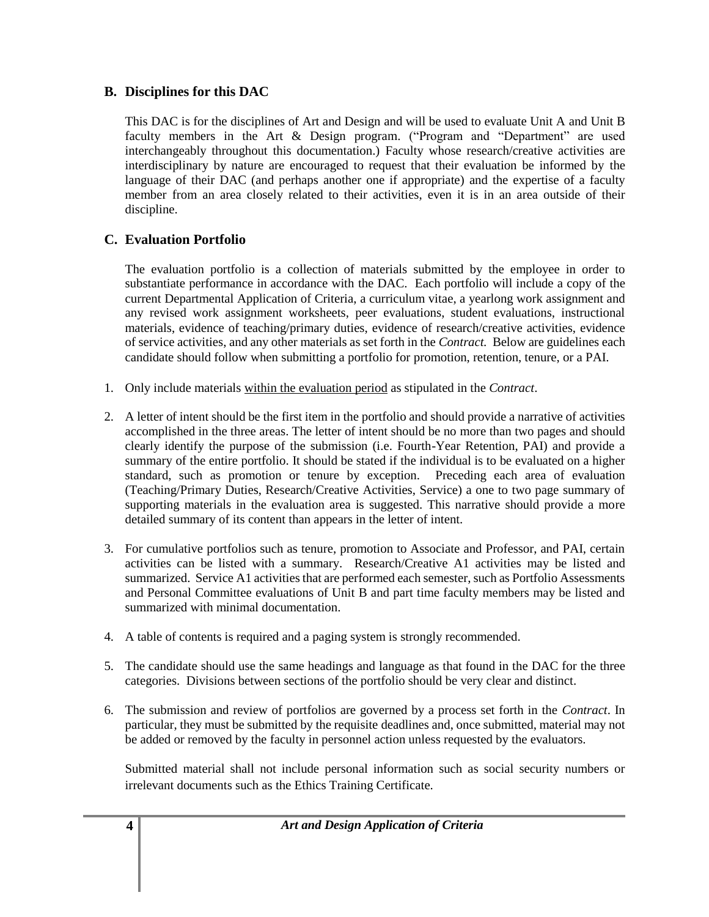## B. Disciplines for this DAC

This DAC is for the disciplines of Art and Design and will be used to evaluate Unit A and Unit B faculty members in the Art & Design program. ("Program and "Department" are used interchangeably throughout this documentation.) Faculty whose research/creative activities are interdisciplinary by nature are encouraged to request that their evaluation be informed by the language of their DAC (and perhaps another one if appropriate) and the expertise of a faculty member from an area closely related to their activities, even it is in an area outside of their discipline.

## C. Evaluation Portfolio

The evaluation portfolio is a collection of materials submitted by the employee in order to substantiate performance in accordance with the DAC. Each portfolio will include a copy of the current Departmental Application of Criteria, a curriculum vitae, a yearlong work assignment and any revised work assignment worksheets, peer evaluations, student evaluations, instructional materials, evidence of teaching/primary duties, evidence of research/creative activities, evidence of service activities, and any other materials as set forth in the *Contract.* Below are guidelines each candidate should follow when submitting a portfolio for promotion, retention, tenure, or a PAI.

1. Only include materials <u>within the evaluation period</u> as stipulated in the *Contract*.

2. A letter of intent should be the first item in the portfolio and should provide a narrative of activities accomplished in the three areas. The letter of intent should be no more than two pages and should clearly identify the purpose of the submission (i.e. Fourth-Year Retention, PAI) and provide a summary of the entire portfolio. It should be stated if the individual is to be evaluated on a higher standard, such as promotion or tenure by exception. Preceding each area of evaluation (Teaching/Primary Duties, Research/Creative Activities, Service) a one to two page summary of supporting materials in the evaluation area is suggested. This narrative should provide a more detailed summary of its content than appears in the letter of intent.

3. For cumulative portfolios such as tenure, promotion to Associate and Professor, and PAI, certain activities can be listed with a summary. Research/Creative A1 activities may be listed and summarized. Service A1 activities that are performed each semester, such as Portfolio Assessments and Personal Committee evaluations of Unit B and part time faculty members may be listed and summarized with minimal documentation.

4. A table of contents is required and a paging system is strongly recommended.

5. The candidate should use the same headings and language as that found in the DAC for the three categories. Divisions between sections of the portfolio should be very clear and distinct.

6. The submission and review of portfolios are governed by a process set forth in the *Contract*. In particular, they must be submitted by the requisite deadlines and, once submitted, material may not be added or removed by the faculty in personnel action unless requested by the evaluators.

   Submitted material shall not include personal information such as social security numbers or irrelevant documents such as the Ethics Training Certificate.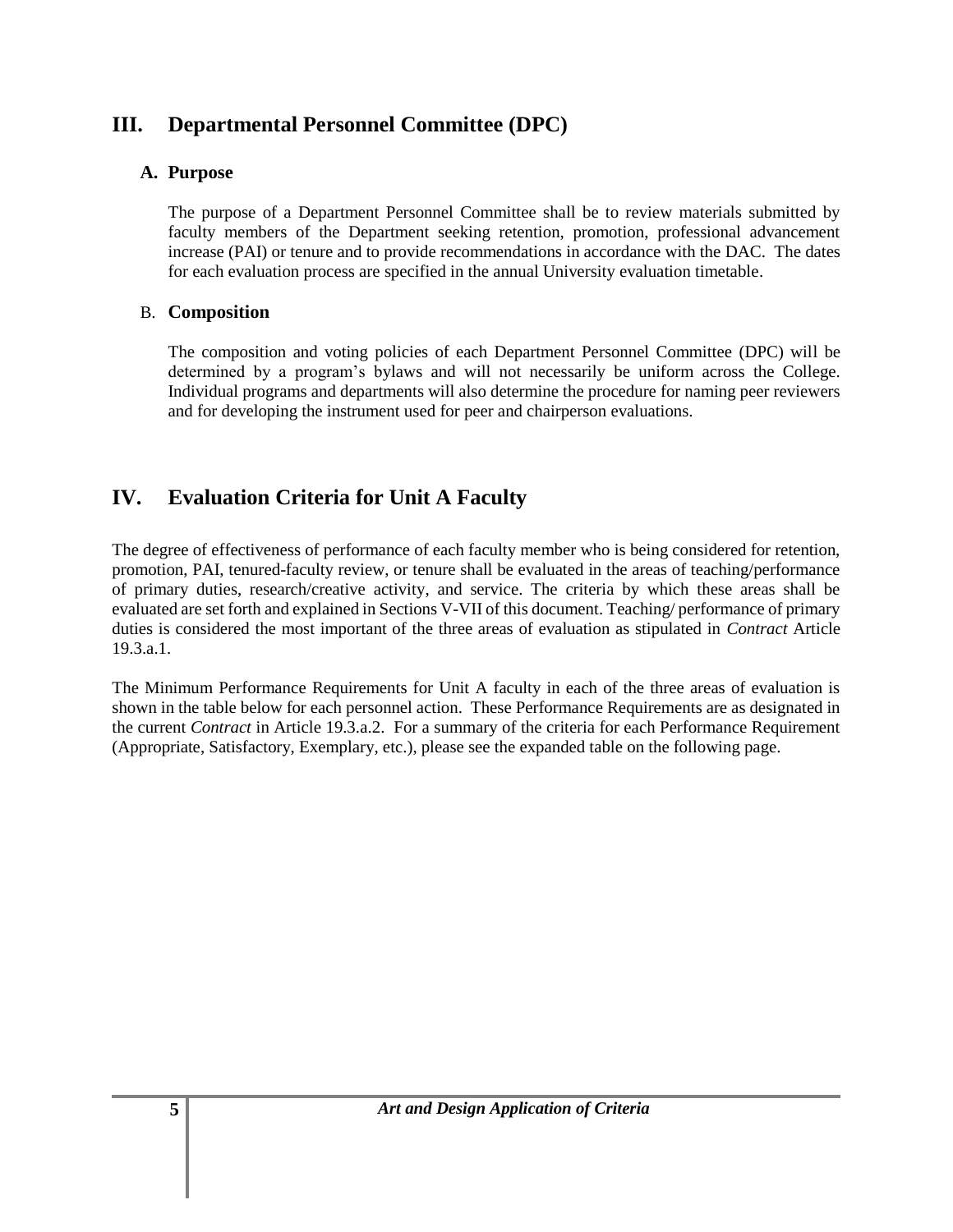## III. Departmental Personnel Committee (DPC)

### A. Purpose

The purpose of a Department Personnel Committee shall be to review materials submitted by faculty members of the Department seeking retention, promotion, professional advancement increase (PAI) or tenure and to provide recommendations in accordance with the DAC. The dates for each evaluation process are specified in the annual University evaluation timetable.

### B. Composition

The composition and voting policies of each Department Personnel Committee (DPC) will be determined by a program's bylaws and will not necessarily be uniform across the College. Individual programs and departments will also determine the procedure for naming peer reviewers and for developing the instrument used for peer and chairperson evaluations.

## IV. Evaluation Criteria for Unit A Faculty

The degree of effectiveness of performance of each faculty member who is being considered for retention, promotion, PAI, tenured-faculty review, or tenure shall be evaluated in the areas of teaching/performance of primary duties, research/creative activity, and service. The criteria by which these areas shall be evaluated are set forth and explained in Sections V-VII of this document. Teaching/ performance of primary duties is considered the most important of the three areas of evaluation as stipulated in *Contract* Article 19.3.a.1.

The Minimum Performance Requirements for Unit A faculty in each of the three areas of evaluation is shown in the table below for each personnel action. These Performance Requirements are as designated in the current *Contract* in Article 19.3.a.2. For a summary of the criteria for each Performance Requirement (Appropriate, Satisfactory, Exemplary, etc.), please see the expanded table on the following page.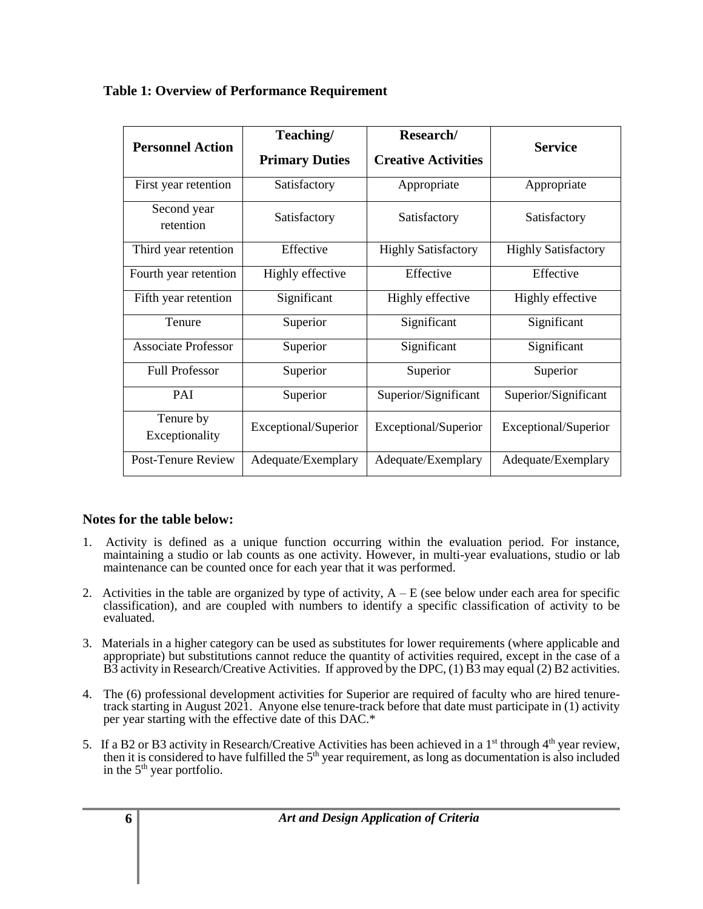**Table 1: Overview of Performance Requirement**

| Personnel Action | Teaching/ Primary Duties | Research/ Creative Activities | Service |
|---|---|---|---|
| First year retention | Satisfactory | Appropriate | Appropriate |
| Second year retention | Satisfactory | Satisfactory | Satisfactory |
| Third year retention | Effective | Highly Satisfactory | Highly Satisfactory |
| Fourth year retention | Highly effective | Effective | Effective |
| Fifth year retention | Significant | Highly effective | Highly effective |
| Tenure | Superior | Significant | Significant |
| Associate Professor | Superior | Significant | Significant |
| Full Professor | Superior | Superior | Superior |
| PAI | Superior | Superior/Significant | Superior/Significant |
| Tenure by Exceptionality | Exceptional/Superior | Exceptional/Superior | Exceptional/Superior |
| Post-Tenure Review | Adequate/Exemplary | Adequate/Exemplary | Adequate/Exemplary |

## Notes for the table below:

1. Activity is defined as a unique function occurring within the evaluation period. For instance, maintaining a studio or lab counts as one activity. However, in multi-year evaluations, studio or lab maintenance can be counted once for each year that it was performed.

2. Activities in the table are organized by type of activity, A – E (see below under each area for specific classification), and are coupled with numbers to identify a specific classification of activity to be evaluated.

3. Materials in a higher category can be used as substitutes for lower requirements (where applicable and appropriate) but substitutions cannot reduce the quantity of activities required, except in the case of a B3 activity in Research/Creative Activities. If approved by the DPC, (1) B3 may equal (2) B2 activities.

4. The (6) professional development activities for Superior are required of faculty who are hired tenure-track starting in August 2021. Anyone else tenure-track before that date must participate in (1) activity per year starting with the effective date of this DAC.*

5. If a B2 or B3 activity in Research/Creative Activities has been achieved in a 1st through 4th year review, then it is considered to have fulfilled the 5th year requirement, as long as documentation is also included in the 5th year portfolio.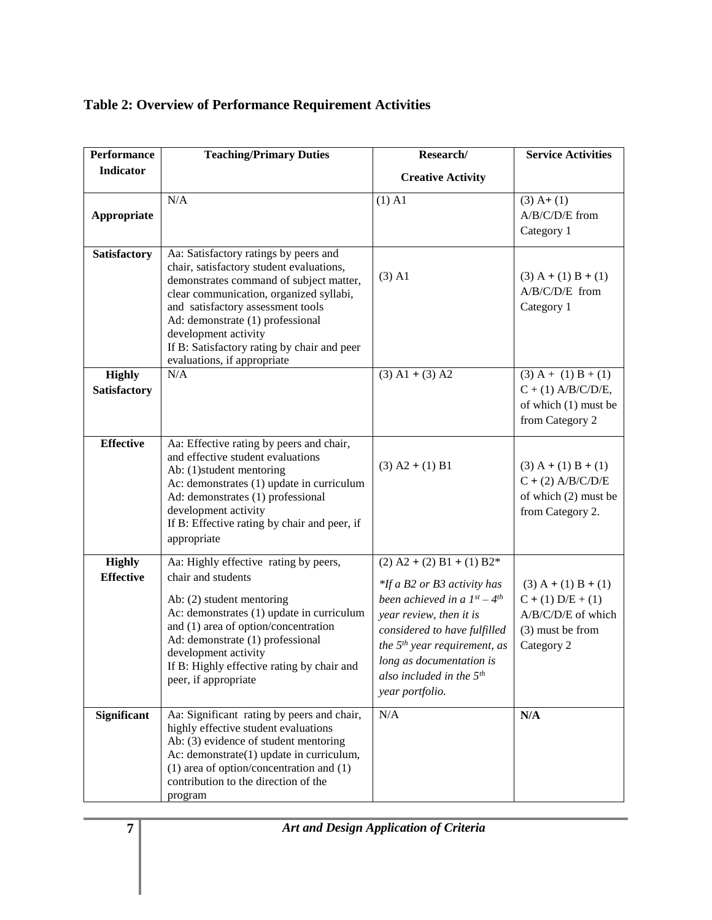## Table 2: Overview of Performance Requirement Activities

| Performance Indicator | Teaching/Primary Duties | Research/ Creative Activity | Service Activities |
|---|---|---|---|
| **Appropriate** | N/A | (1) A1 | (3) A+ (1) A/B/C/D/E from Category 1 |
| **Satisfactory** | Aa: Satisfactory ratings by peers and chair, satisfactory student evaluations, demonstrates command of subject matter, clear communication, organized syllabi, and satisfactory assessment tools<br>Ad: demonstrate (1) professional development activity<br>If B: Satisfactory rating by chair and peer evaluations, if appropriate | (3) A1 | (3) A + (1) B + (1) A/B/C/D/E from Category 1 |
| **Highly Satisfactory** | N/A | (3) A1 + (3) A2 | (3) A + (1) B + (1) C + (1) A/B/C/D/E, of which (1) must be from Category 2 |
| **Effective** | Aa: Effective rating by peers and chair, and effective student evaluations<br>Ab: (1)student mentoring<br>Ac: demonstrates (1) update in curriculum<br>Ad: demonstrates (1) professional development activity<br>If B: Effective rating by chair and peer, if appropriate | (3) A2 + (1) B1 | (3) A + (1) B + (1) C + (2) A/B/C/D/E of which (2) must be from Category 2. |
| **Highly Effective** | Aa: Highly effective rating by peers, chair and students<br>Ab: (2) student mentoring<br>Ac: demonstrates (1) update in curriculum and (1) area of option/concentration<br>Ad: demonstrate (1) professional development activity<br>If B: Highly effective rating by chair and peer, if appropriate | (2) A2 + (2) B1 + (1) B2*<br>*\*If a B2 or B3 activity has been achieved in a $1^{st} – 4^{th}$ year review, then it is considered to have fulfilled the $5^{th}$ year requirement, as long as documentation is also included in the $5^{th}$ year portfolio.* | (3) A + (1) B + (1) C + (1) D/E + (1) A/B/C/D/E of which (3) must be from Category 2 |
| **Significant** | Aa: Significant rating by peers and chair, highly effective student evaluations<br>Ab: (3) evidence of student mentoring<br>Ac: demonstrate(1) update in curriculum, (1) area of option/concentration and (1) contribution to the direction of the program | N/A | **N/A** |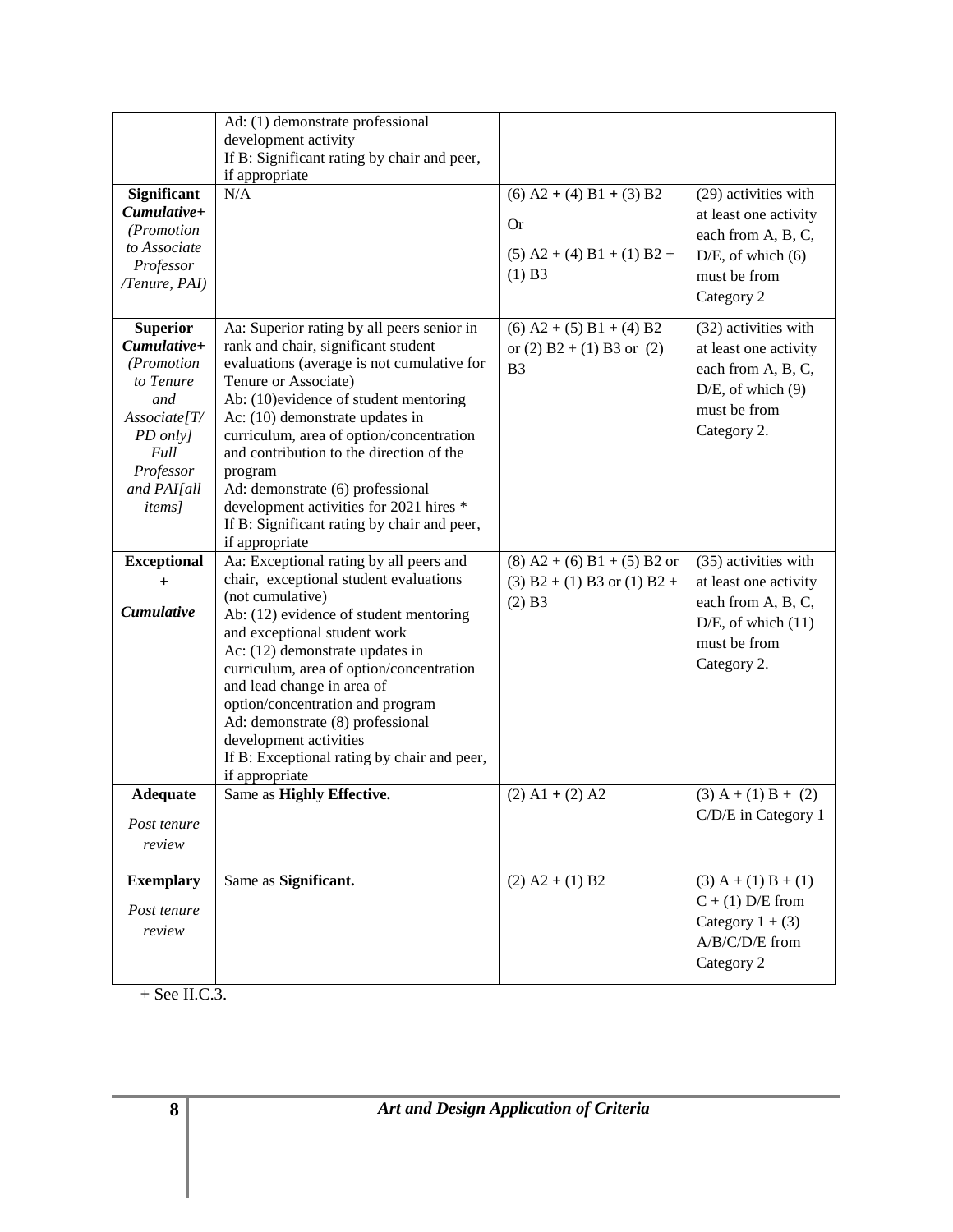| | | | |
|---|---|---|---|
| | Ad: (1) demonstrate professional development activity<br>If B: Significant rating by chair and peer, if appropriate | | |
| **Significant** *Cumulative+* *(Promotion to Associate Professor /Tenure, PAI)* | N/A | (6) A2 + (4) B1 + (3) B2<br>Or<br>(5) A2 + (4) B1 + (1) B2 + (1) B3 | (29) activities with at least one activity each from A, B, C, D/E, of which (6) must be from Category 2 |
| **Superior** *Cumulative+* *(Promotion to Tenure and Associate[T/PD only] Full Professor and PAI[all items]* | Aa: Superior rating by all peers senior in rank and chair, significant student evaluations (average is not cumulative for Tenure or Associate)<br>Ab: (10)evidence of student mentoring<br>Ac: (10) demonstrate updates in curriculum, area of option/concentration and contribution to the direction of the program<br>Ad: demonstrate (6) professional development activities for 2021 hires *<br>If B: Significant rating by chair and peer, if appropriate | (6) A2 + (5) B1 + (4) B2 or (2) B2 + (1) B3 or (2) B3 | (32) activities with at least one activity each from A, B, C, D/E, of which (9) must be from Category 2. |
| **Exceptional +** *Cumulative* | Aa: Exceptional rating by all peers and chair, exceptional student evaluations (not cumulative)<br>Ab: (12) evidence of student mentoring and exceptional student work<br>Ac: (12) demonstrate updates in curriculum, area of option/concentration and lead change in area of option/concentration and program<br>Ad: demonstrate (8) professional development activities<br>If B: Exceptional rating by chair and peer, if appropriate | (8) A2 + (6) B1 + (5) B2 or (3) B2 + (1) B3 or (1) B2 + (2) B3 | (35) activities with at least one activity each from A, B, C, D/E, of which (11) must be from Category 2. |
| **Adequate** *Post tenure review* | Same as **Highly Effective.** | (2) A1 + (2) A2 | (3) A + (1) B + (2) C/D/E in Category 1 |
| **Exemplary** *Post tenure review* | Same as **Significant.** | (2) A2 + (1) B2 | (3) A + (1) B + (1) C + (1) D/E from Category 1 + (3) A/B/C/D/E from Category 2 |

+ See II.C.3.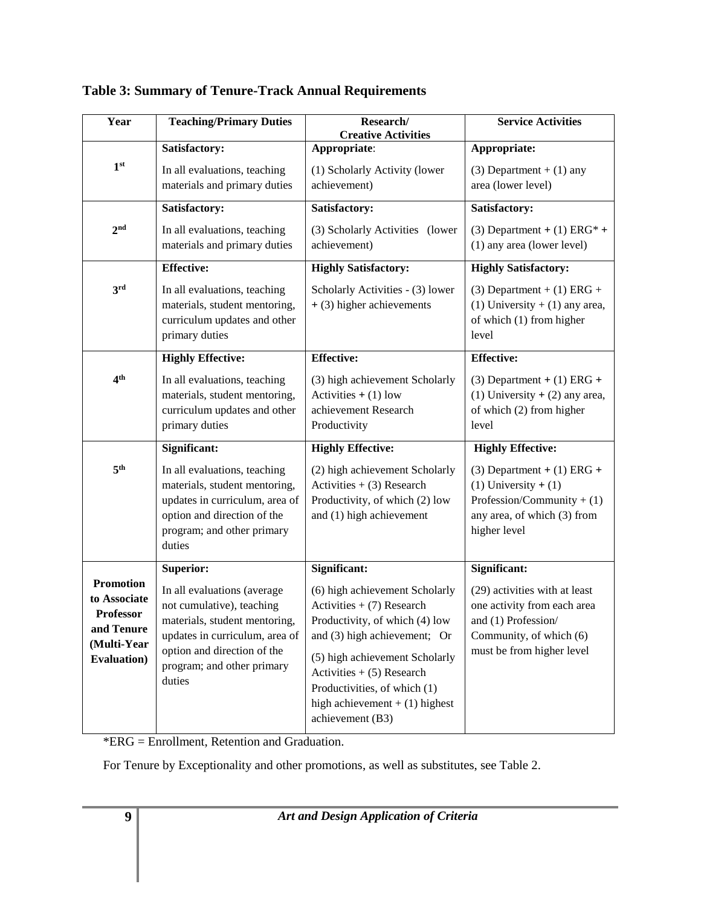### Table 3: Summary of Tenure-Track Annual Requirements

| Year | Teaching/Primary Duties | Research/ Creative Activities | Service Activities |
| --- | --- | --- | --- |
| 1st | **Satisfactory:** In all evaluations, teaching materials and primary duties | **Appropriate**: (1) Scholarly Activity (lower achievement) | **Appropriate:** (3) Department + (1) any area (lower level) |
| 2nd | **Satisfactory:** In all evaluations, teaching materials and primary duties | **Satisfactory:** (3) Scholarly Activities (lower achievement) | **Satisfactory:** (3) Department + (1) ERG* + (1) any area (lower level) |
| 3rd | **Effective:** In all evaluations, teaching materials, student mentoring, curriculum updates and other primary duties | **Highly Satisfactory:** Scholarly Activities - (3) lower + (3) higher achievements | **Highly Satisfactory:** (3) Department + (1) ERG + (1) University + (1) any area, of which (1) from higher level |
| 4th | **Highly Effective:** In all evaluations, teaching materials, student mentoring, curriculum updates and other primary duties | **Effective:** (3) high achievement Scholarly Activities + (1) low achievement Research Productivity | **Effective:** (3) Department + (1) ERG + (1) University + (2) any area, of which (2) from higher level |
| 5th | **Significant:** In all evaluations, teaching materials, student mentoring, updates in curriculum, area of option and direction of the program; and other primary duties | **Highly Effective:** (2) high achievement Scholarly Activities + (3) Research Productivity, of which (2) low and (1) high achievement | **Highly Effective:** (3) Department + (1) ERG + (1) University + (1) Profession/Community + (1) any area, of which (3) from higher level |
| **Promotion to Associate Professor and Tenure (Multi-Year Evaluation)** | **Superior:** In all evaluations (average not cumulative), teaching materials, student mentoring, updates in curriculum, area of option and direction of the program; and other primary duties | **Significant:** (6) high achievement Scholarly Activities + (7) Research Productivity, of which (4) low and (3) high achievement; Or (5) high achievement Scholarly Activities + (5) Research Productivities, of which (1) high achievement + (1) highest achievement (B3) | **Significant:** (29) activities with at least one activity from each area and (1) Profession/ Community, of which (6) must be from higher level |

*ERG = Enrollment, Retention and Graduation.

For Tenure by Exceptionality and other promotions, as well as substitutes, see Table 2.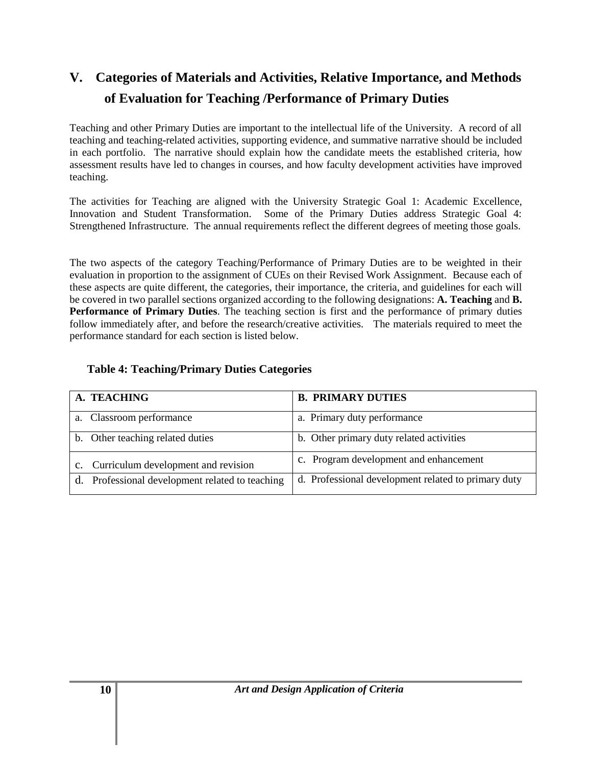## V. Categories of Materials and Activities, Relative Importance, and Methods of Evaluation for Teaching /Performance of Primary Duties

Teaching and other Primary Duties are important to the intellectual life of the University. A record of all teaching and teaching-related activities, supporting evidence, and summative narrative should be included in each portfolio. The narrative should explain how the candidate meets the established criteria, how assessment results have led to changes in courses, and how faculty development activities have improved teaching.

The activities for Teaching are aligned with the University Strategic Goal 1: Academic Excellence, Innovation and Student Transformation. Some of the Primary Duties address Strategic Goal 4: Strengthened Infrastructure. The annual requirements reflect the different degrees of meeting those goals.

The two aspects of the category Teaching/Performance of Primary Duties are to be weighted in their evaluation in proportion to the assignment of CUEs on their Revised Work Assignment. Because each of these aspects are quite different, the categories, their importance, the criteria, and guidelines for each will be covered in two parallel sections organized according to the following designations: **A. Teaching** and **B. Performance of Primary Duties**. The teaching section is first and the performance of primary duties follow immediately after, and before the research/creative activities. The materials required to meet the performance standard for each section is listed below.

**Table 4: Teaching/Primary Duties Categories**

| **A. TEACHING** | **B. PRIMARY DUTIES** |
|---|---|
| a. Classroom performance | a. Primary duty performance |
| b. Other teaching related duties | b. Other primary duty related activities |
| c. Curriculum development and revision | c. Program development and enhancement |
| d. Professional development related to teaching | d. Professional development related to primary duty |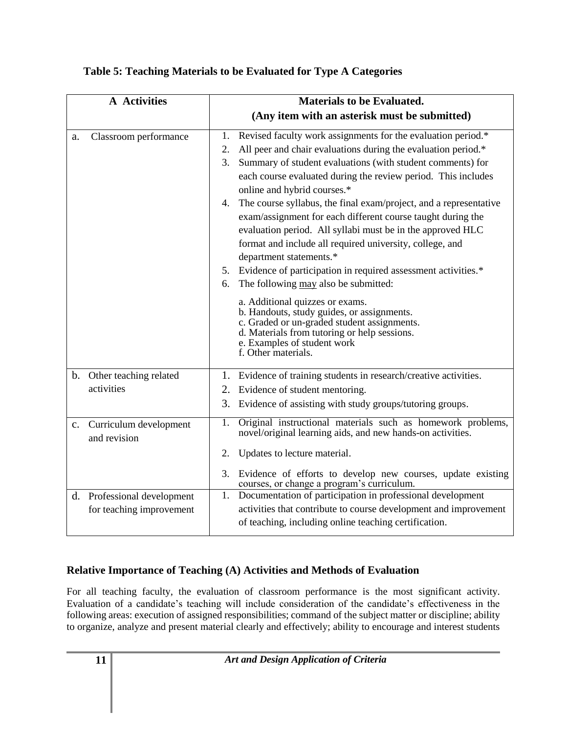**Table 5: Teaching Materials to be Evaluated for Type A Categories**

| A Activities | Materials to be Evaluated. (Any item with an asterisk must be submitted) |
|---|---|
| a. Classroom performance | 1. Revised faculty work assignments for the evaluation period.*<br>2. All peer and chair evaluations during the evaluation period.*<br>3. Summary of student evaluations (with student comments) for each course evaluated during the review period. This includes online and hybrid courses.*<br>4. The course syllabus, the final exam/project, and a representative exam/assignment for each different course taught during the evaluation period. All syllabi must be in the approved HLC format and include all required university, college, and department statements.*<br>5. Evidence of participation in required assessment activities.*<br>6. The following may also be submitted:<br>a. Additional quizzes or exams.<br>b. Handouts, study guides, or assignments.<br>c. Graded or un-graded student assignments.<br>d. Materials from tutoring or help sessions.<br>e. Examples of student work<br>f. Other materials. |
| b. Other teaching related activities | 1. Evidence of training students in research/creative activities.<br>2. Evidence of student mentoring.<br>3. Evidence of assisting with study groups/tutoring groups. |
| c. Curriculum development and revision | 1. Original instructional materials such as homework problems, novel/original learning aids, and new hands-on activities.<br>2. Updates to lecture material.<br>3. Evidence of efforts to develop new courses, update existing courses, or change a program's curriculum. |
| d. Professional development for teaching improvement | 1. Documentation of participation in professional development activities that contribute to course development and improvement of teaching, including online teaching certification. |

## Relative Importance of Teaching (A) Activities and Methods of Evaluation

For all teaching faculty, the evaluation of classroom performance is the most significant activity. Evaluation of a candidate's teaching will include consideration of the candidate's effectiveness in the following areas: execution of assigned responsibilities; command of the subject matter or discipline; ability to organize, analyze and present material clearly and effectively; ability to encourage and interest students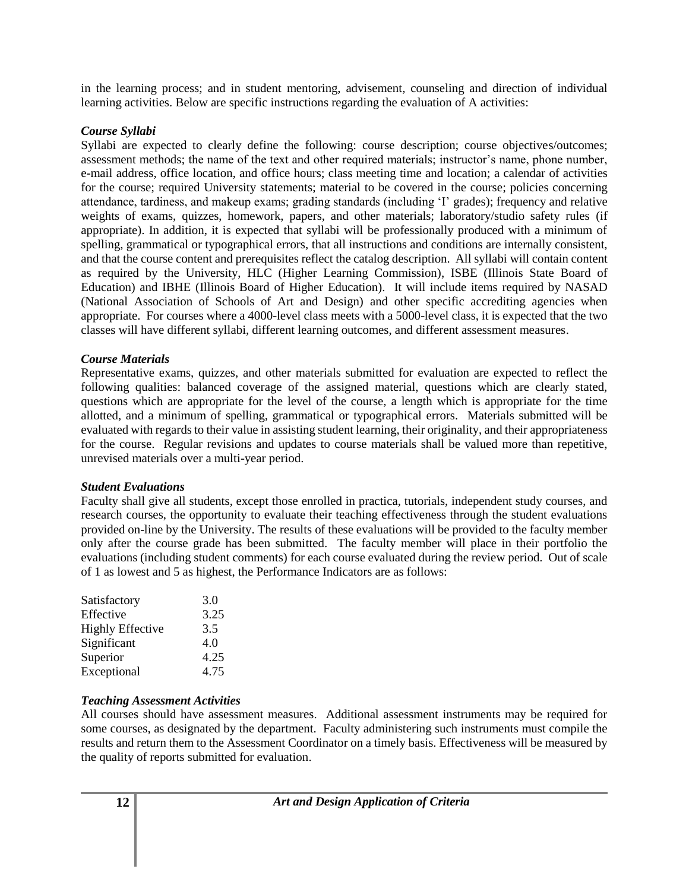in the learning process; and in student mentoring, advisement, counseling and direction of individual learning activities. Below are specific instructions regarding the evaluation of A activities:

***Course Syllabi***

Syllabi are expected to clearly define the following: course description; course objectives/outcomes; assessment methods; the name of the text and other required materials; instructor's name, phone number, e-mail address, office location, and office hours; class meeting time and location; a calendar of activities for the course; required University statements; material to be covered in the course; policies concerning attendance, tardiness, and makeup exams; grading standards (including 'I' grades); frequency and relative weights of exams, quizzes, homework, papers, and other materials; laboratory/studio safety rules (if appropriate). In addition, it is expected that syllabi will be professionally produced with a minimum of spelling, grammatical or typographical errors, that all instructions and conditions are internally consistent, and that the course content and prerequisites reflect the catalog description. All syllabi will contain content as required by the University, HLC (Higher Learning Commission), ISBE (Illinois State Board of Education) and IBHE (Illinois Board of Higher Education). It will include items required by NASAD (National Association of Schools of Art and Design) and other specific accrediting agencies when appropriate. For courses where a 4000-level class meets with a 5000-level class, it is expected that the two classes will have different syllabi, different learning outcomes, and different assessment measures.

***Course Materials***

Representative exams, quizzes, and other materials submitted for evaluation are expected to reflect the following qualities: balanced coverage of the assigned material, questions which are clearly stated, questions which are appropriate for the level of the course, a length which is appropriate for the time allotted, and a minimum of spelling, grammatical or typographical errors. Materials submitted will be evaluated with regards to their value in assisting student learning, their originality, and their appropriateness for the course. Regular revisions and updates to course materials shall be valued more than repetitive, unrevised materials over a multi-year period.

***Student Evaluations***

Faculty shall give all students, except those enrolled in practica, tutorials, independent study courses, and research courses, the opportunity to evaluate their teaching effectiveness through the student evaluations provided on-line by the University. The results of these evaluations will be provided to the faculty member only after the course grade has been submitted. The faculty member will place in their portfolio the evaluations (including student comments) for each course evaluated during the review period. Out of scale of 1 as lowest and 5 as highest, the Performance Indicators are as follows:

| | |
|---|---|
| Satisfactory | 3.0 |
| Effective | 3.25 |
| Highly Effective | 3.5 |
| Significant | 4.0 |
| Superior | 4.25 |
| Exceptional | 4.75 |

***Teaching Assessment Activities***

All courses should have assessment measures. Additional assessment instruments may be required for some courses, as designated by the department. Faculty administering such instruments must compile the results and return them to the Assessment Coordinator on a timely basis. Effectiveness will be measured by the quality of reports submitted for evaluation.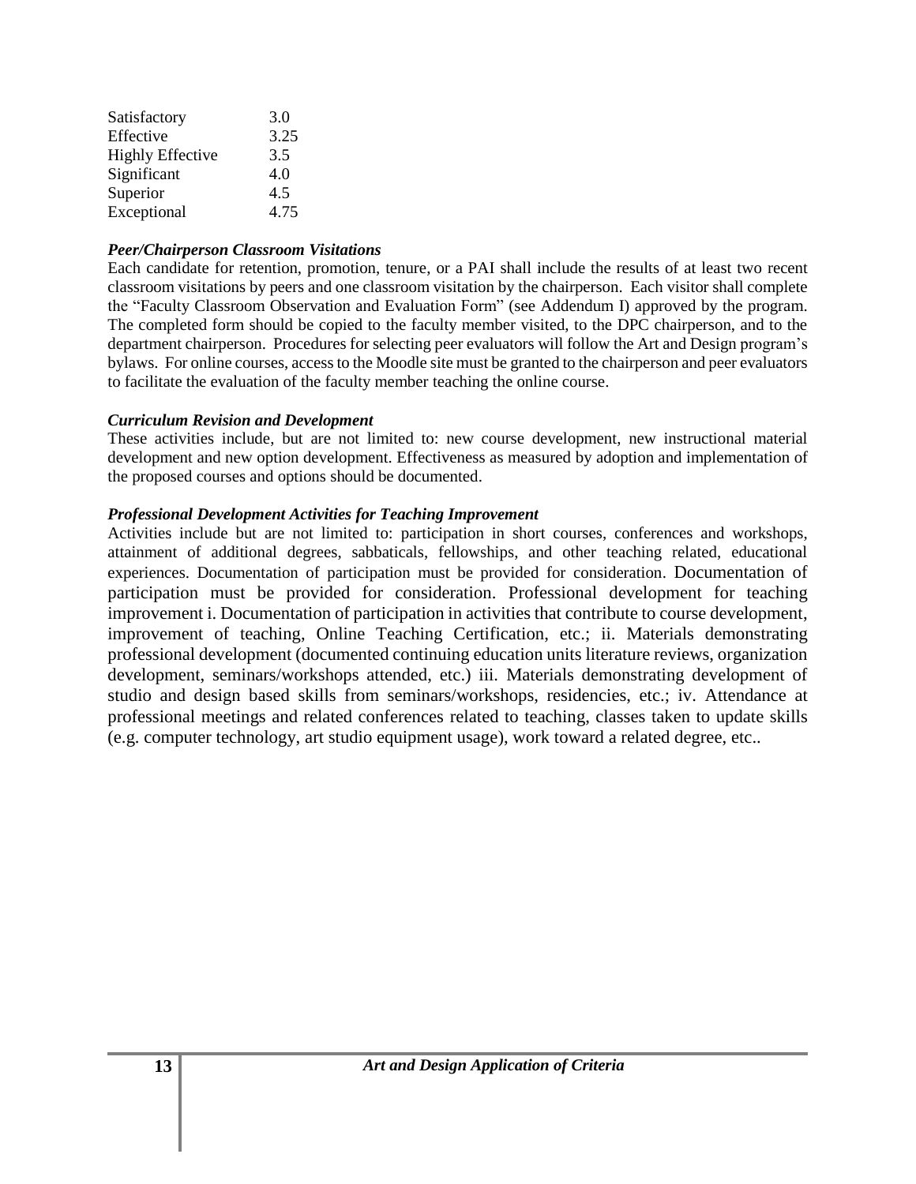| | |
|---|---|
| Satisfactory | 3.0 |
| Effective | 3.25 |
| Highly Effective | 3.5 |
| Significant | 4.0 |
| Superior | 4.5 |
| Exceptional | 4.75 |

***Peer/Chairperson Classroom Visitations***

Each candidate for retention, promotion, tenure, or a PAI shall include the results of at least two recent classroom visitations by peers and one classroom visitation by the chairperson. Each visitor shall complete the "Faculty Classroom Observation and Evaluation Form" (see Addendum I) approved by the program. The completed form should be copied to the faculty member visited, to the DPC chairperson, and to the department chairperson. Procedures for selecting peer evaluators will follow the Art and Design program's bylaws. For online courses, access to the Moodle site must be granted to the chairperson and peer evaluators to facilitate the evaluation of the faculty member teaching the online course.

***Curriculum Revision and Development***

These activities include, but are not limited to: new course development, new instructional material development and new option development. Effectiveness as measured by adoption and implementation of the proposed courses and options should be documented.

***Professional Development Activities for Teaching Improvement***

Activities include but are not limited to: participation in short courses, conferences and workshops, attainment of additional degrees, sabbaticals, fellowships, and other teaching related, educational experiences. Documentation of participation must be provided for consideration. Documentation of participation must be provided for consideration. Professional development for teaching improvement i. Documentation of participation in activities that contribute to course development, improvement of teaching, Online Teaching Certification, etc.; ii. Materials demonstrating professional development (documented continuing education units literature reviews, organization development, seminars/workshops attended, etc.) iii. Materials demonstrating development of studio and design based skills from seminars/workshops, residencies, etc.; iv. Attendance at professional meetings and related conferences related to teaching, classes taken to update skills (e.g. computer technology, art studio equipment usage), work toward a related degree, etc..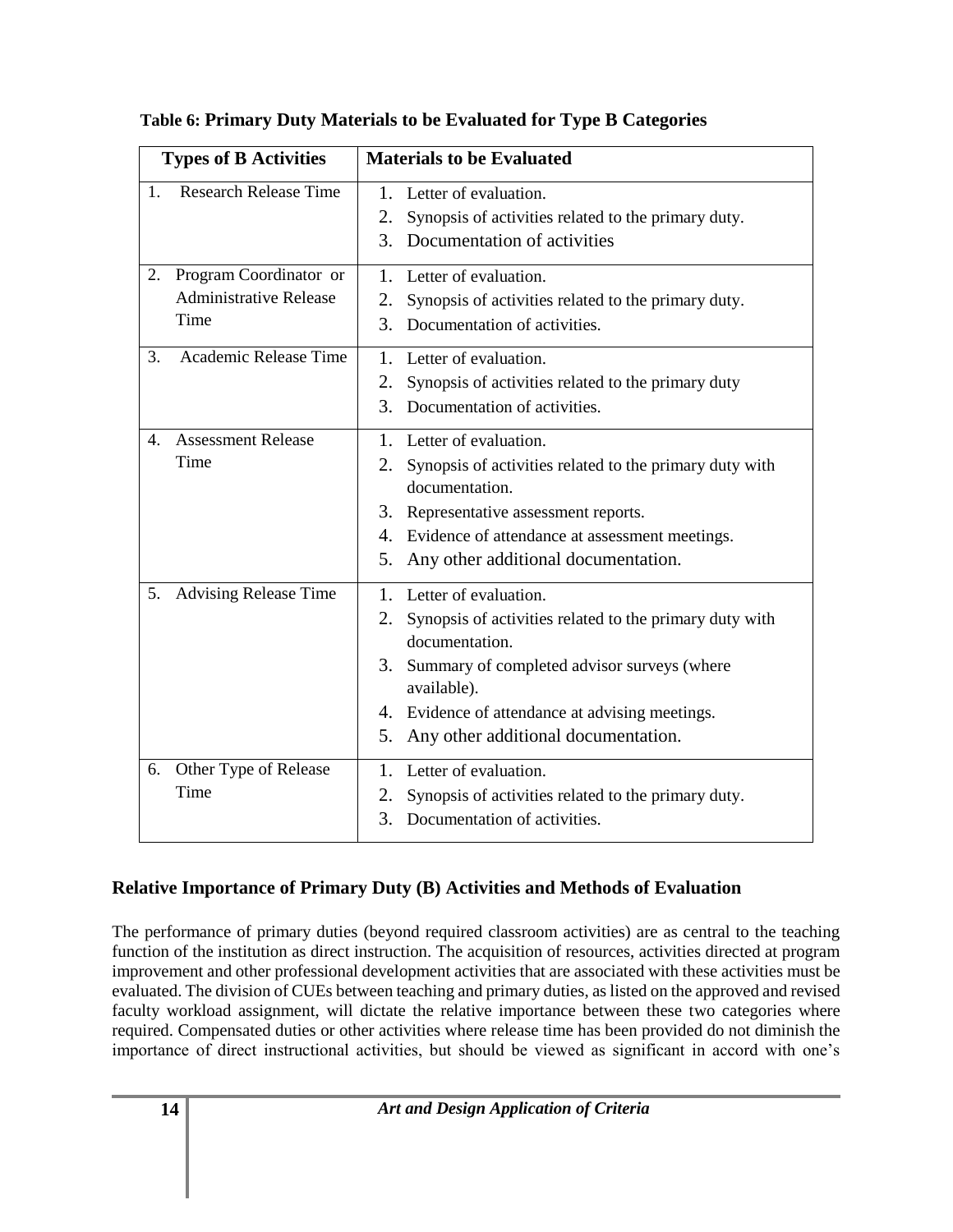**Table 6: Primary Duty Materials to be Evaluated for Type B Categories**

| Types of B Activities | Materials to be Evaluated |
|---|---|
| 1. Research Release Time | 1. Letter of evaluation.<br>2. Synopsis of activities related to the primary duty.<br>3. Documentation of activities |
| 2. Program Coordinator or Administrative Release Time | 1. Letter of evaluation.<br>2. Synopsis of activities related to the primary duty.<br>3. Documentation of activities. |
| 3. Academic Release Time | 1. Letter of evaluation.<br>2. Synopsis of activities related to the primary duty<br>3. Documentation of activities. |
| 4. Assessment Release Time | 1. Letter of evaluation.<br>2. Synopsis of activities related to the primary duty with documentation.<br>3. Representative assessment reports.<br>4. Evidence of attendance at assessment meetings.<br>5. Any other additional documentation. |
| 5. Advising Release Time | 1. Letter of evaluation.<br>2. Synopsis of activities related to the primary duty with documentation.<br>3. Summary of completed advisor surveys (where available).<br>4. Evidence of attendance at advising meetings.<br>5. Any other additional documentation. |
| 6. Other Type of Release Time | 1. Letter of evaluation.<br>2. Synopsis of activities related to the primary duty.<br>3. Documentation of activities. |

## Relative Importance of Primary Duty (B) Activities and Methods of Evaluation

The performance of primary duties (beyond required classroom activities) are as central to the teaching function of the institution as direct instruction. The acquisition of resources, activities directed at program improvement and other professional development activities that are associated with these activities must be evaluated. The division of CUEs between teaching and primary duties, as listed on the approved and revised faculty workload assignment, will dictate the relative importance between these two categories where required. Compensated duties or other activities where release time has been provided do not diminish the importance of direct instructional activities, but should be viewed as significant in accord with one's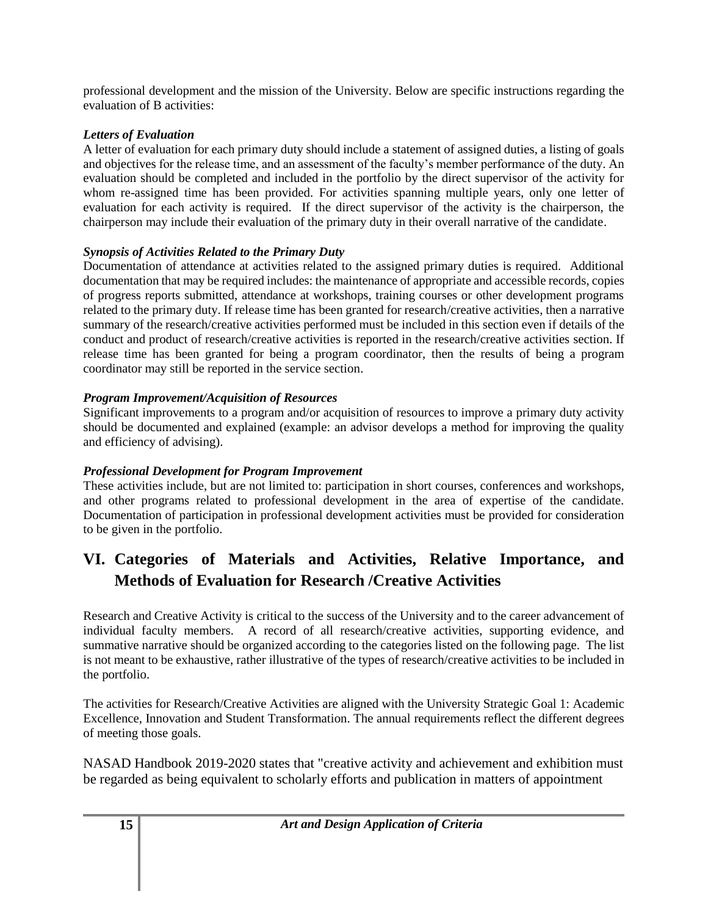professional development and the mission of the University. Below are specific instructions regarding the evaluation of B activities:

***Letters of Evaluation***

A letter of evaluation for each primary duty should include a statement of assigned duties, a listing of goals and objectives for the release time, and an assessment of the faculty's member performance of the duty. An evaluation should be completed and included in the portfolio by the direct supervisor of the activity for whom re-assigned time has been provided. For activities spanning multiple years, only one letter of evaluation for each activity is required. If the direct supervisor of the activity is the chairperson, the chairperson may include their evaluation of the primary duty in their overall narrative of the candidate.

***Synopsis of Activities Related to the Primary Duty***

Documentation of attendance at activities related to the assigned primary duties is required. Additional documentation that may be required includes: the maintenance of appropriate and accessible records, copies of progress reports submitted, attendance at workshops, training courses or other development programs related to the primary duty. If release time has been granted for research/creative activities, then a narrative summary of the research/creative activities performed must be included in this section even if details of the conduct and product of research/creative activities is reported in the research/creative activities section. If release time has been granted for being a program coordinator, then the results of being a program coordinator may still be reported in the service section.

***Program Improvement/Acquisition of Resources***

Significant improvements to a program and/or acquisition of resources to improve a primary duty activity should be documented and explained (example: an advisor develops a method for improving the quality and efficiency of advising).

***Professional Development for Program Improvement***

These activities include, but are not limited to: participation in short courses, conferences and workshops, and other programs related to professional development in the area of expertise of the candidate. Documentation of participation in professional development activities must be provided for consideration to be given in the portfolio.

## VI. Categories of Materials and Activities, Relative Importance, and Methods of Evaluation for Research /Creative Activities

Research and Creative Activity is critical to the success of the University and to the career advancement of individual faculty members. A record of all research/creative activities, supporting evidence, and summative narrative should be organized according to the categories listed on the following page. The list is not meant to be exhaustive, rather illustrative of the types of research/creative activities to be included in the portfolio.

The activities for Research/Creative Activities are aligned with the University Strategic Goal 1: Academic Excellence, Innovation and Student Transformation. The annual requirements reflect the different degrees of meeting those goals.

NASAD Handbook 2019-2020 states that "creative activity and achievement and exhibition must be regarded as being equivalent to scholarly efforts and publication in matters of appointment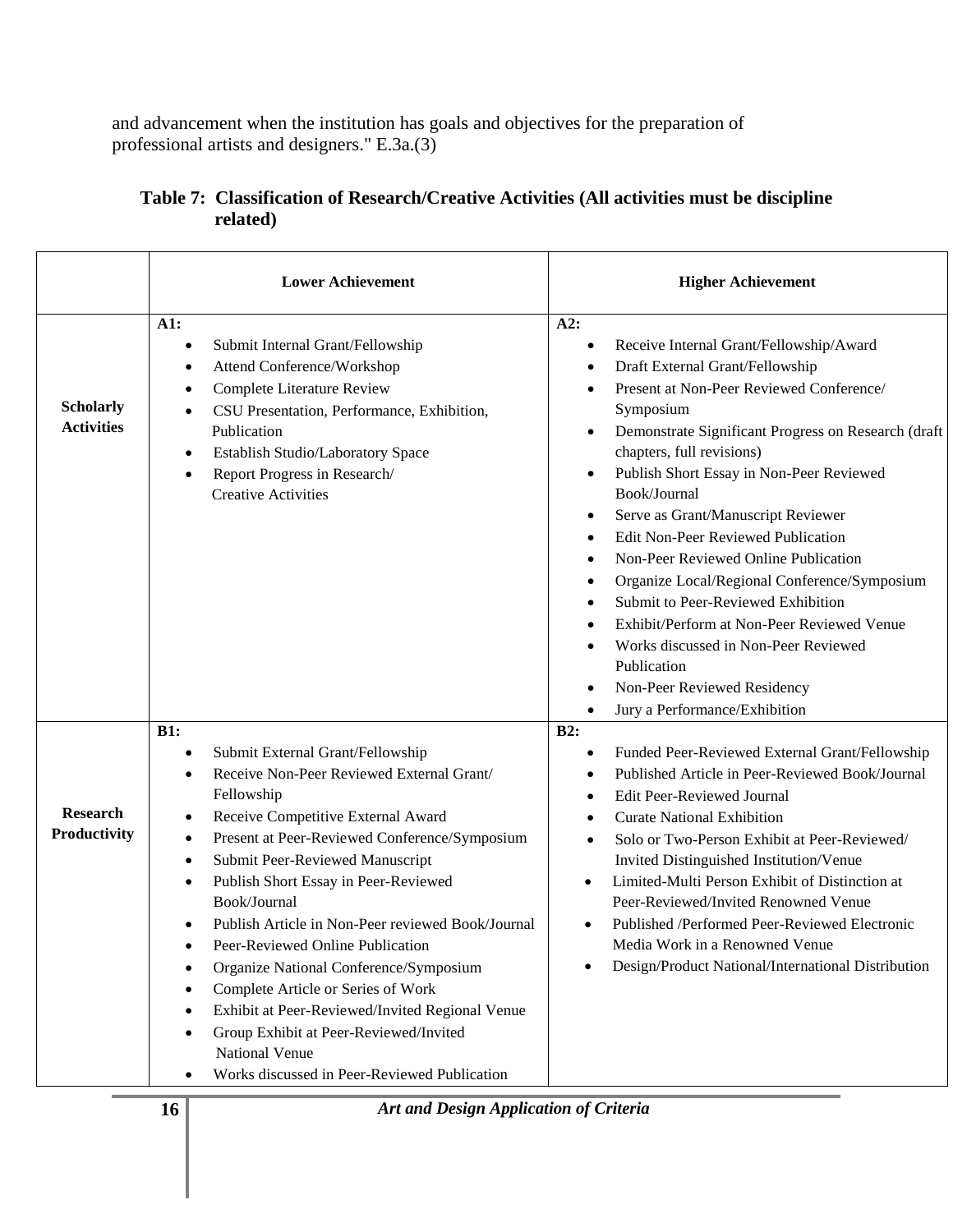and advancement when the institution has goals and objectives for the preparation of professional artists and designers." E.3a.(3)

**Table 7: Classification of Research/Creative Activities (All activities must be discipline related)**

| | Lower Achievement | Higher Achievement |
|---|---|---|
| **Scholarly Activities** | **A1:**<br>• Submit Internal Grant/Fellowship<br>• Attend Conference/Workshop<br>• Complete Literature Review<br>• CSU Presentation, Performance, Exhibition, Publication<br>• Establish Studio/Laboratory Space<br>• Report Progress in Research/ Creative Activities | **A2:**<br>• Receive Internal Grant/Fellowship/Award<br>• Draft External Grant/Fellowship<br>• Present at Non-Peer Reviewed Conference/ Symposium<br>• Demonstrate Significant Progress on Research (draft chapters, full revisions)<br>• Publish Short Essay in Non-Peer Reviewed Book/Journal<br>• Serve as Grant/Manuscript Reviewer<br>• Edit Non-Peer Reviewed Publication<br>• Non-Peer Reviewed Online Publication<br>• Organize Local/Regional Conference/Symposium<br>• Submit to Peer-Reviewed Exhibition<br>• Exhibit/Perform at Non-Peer Reviewed Venue<br>• Works discussed in Non-Peer Reviewed Publication<br>• Non-Peer Reviewed Residency<br>• Jury a Performance/Exhibition |
| **Research Productivity** | **B1:**<br>• Submit External Grant/Fellowship<br>• Receive Non-Peer Reviewed External Grant/ Fellowship<br>• Receive Competitive External Award<br>• Present at Peer-Reviewed Conference/Symposium<br>• Submit Peer-Reviewed Manuscript<br>• Publish Short Essay in Peer-Reviewed Book/Journal<br>• Publish Article in Non-Peer reviewed Book/Journal<br>• Peer-Reviewed Online Publication<br>• Organize National Conference/Symposium<br>• Complete Article or Series of Work<br>• Exhibit at Peer-Reviewed/Invited Regional Venue<br>• Group Exhibit at Peer-Reviewed/Invited National Venue<br>• Works discussed in Peer-Reviewed Publication | **B2:**<br>• Funded Peer-Reviewed External Grant/Fellowship<br>• Published Article in Peer-Reviewed Book/Journal<br>• Edit Peer-Reviewed Journal<br>• Curate National Exhibition<br>• Solo or Two-Person Exhibit at Peer-Reviewed/ Invited Distinguished Institution/Venue<br>• Limited-Multi Person Exhibit of Distinction at Peer-Reviewed/Invited Renowned Venue<br>• Published /Performed Peer-Reviewed Electronic Media Work in a Renowned Venue<br>• Design/Product National/International Distribution |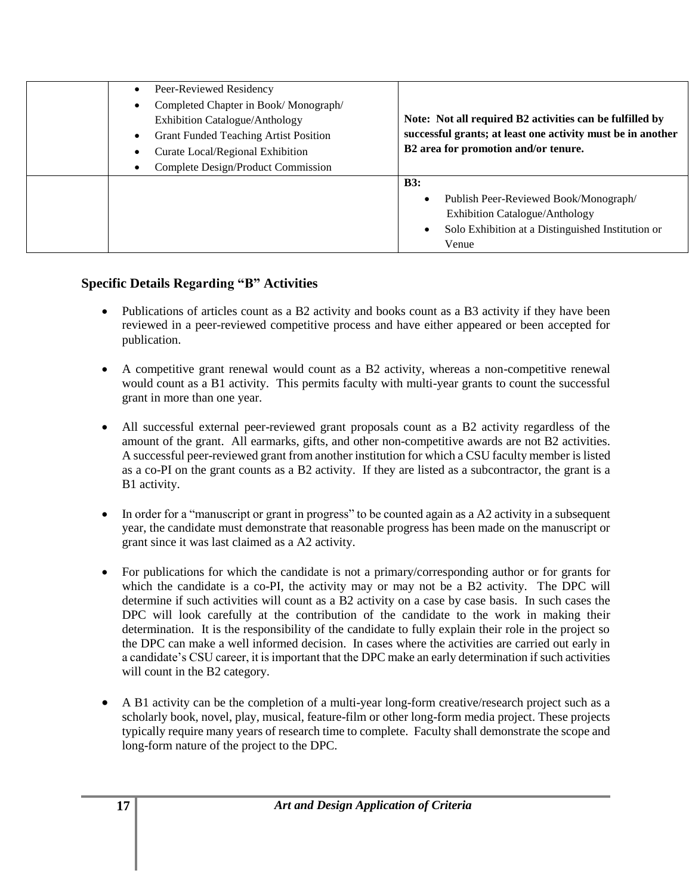| | | |
|---|---|---|
| | • Peer-Reviewed Residency<br>• Completed Chapter in Book/ Monograph/ Exhibition Catalogue/Anthology<br>• Grant Funded Teaching Artist Position<br>• Curate Local/Regional Exhibition<br>• Complete Design/Product Commission | **Note: Not all required B2 activities can be fulfilled by successful grants; at least one activity must be in another B2 area for promotion and/or tenure.** |
| | | **B3:**<br>• Publish Peer-Reviewed Book/Monograph/ Exhibition Catalogue/Anthology<br>• Solo Exhibition at a Distinguished Institution or Venue |

### Specific Details Regarding "B" Activities

- Publications of articles count as a B2 activity and books count as a B3 activity if they have been reviewed in a peer-reviewed competitive process and have either appeared or been accepted for publication.

- A competitive grant renewal would count as a B2 activity, whereas a non-competitive renewal would count as a B1 activity. This permits faculty with multi-year grants to count the successful grant in more than one year.

- All successful external peer-reviewed grant proposals count as a B2 activity regardless of the amount of the grant. All earmarks, gifts, and other non-competitive awards are not B2 activities. A successful peer-reviewed grant from another institution for which a CSU faculty member is listed as a co-PI on the grant counts as a B2 activity. If they are listed as a subcontractor, the grant is a B1 activity.

- In order for a "manuscript or grant in progress" to be counted again as a A2 activity in a subsequent year, the candidate must demonstrate that reasonable progress has been made on the manuscript or grant since it was last claimed as a A2 activity.

- For publications for which the candidate is not a primary/corresponding author or for grants for which the candidate is a co-PI, the activity may or may not be a B2 activity. The DPC will determine if such activities will count as a B2 activity on a case by case basis. In such cases the DPC will look carefully at the contribution of the candidate to the work in making their determination. It is the responsibility of the candidate to fully explain their role in the project so the DPC can make a well informed decision. In cases where the activities are carried out early in a candidate's CSU career, it is important that the DPC make an early determination if such activities will count in the B2 category.

- A B1 activity can be the completion of a multi-year long-form creative/research project such as a scholarly book, novel, play, musical, feature-film or other long-form media project. These projects typically require many years of research time to complete. Faculty shall demonstrate the scope and long-form nature of the project to the DPC.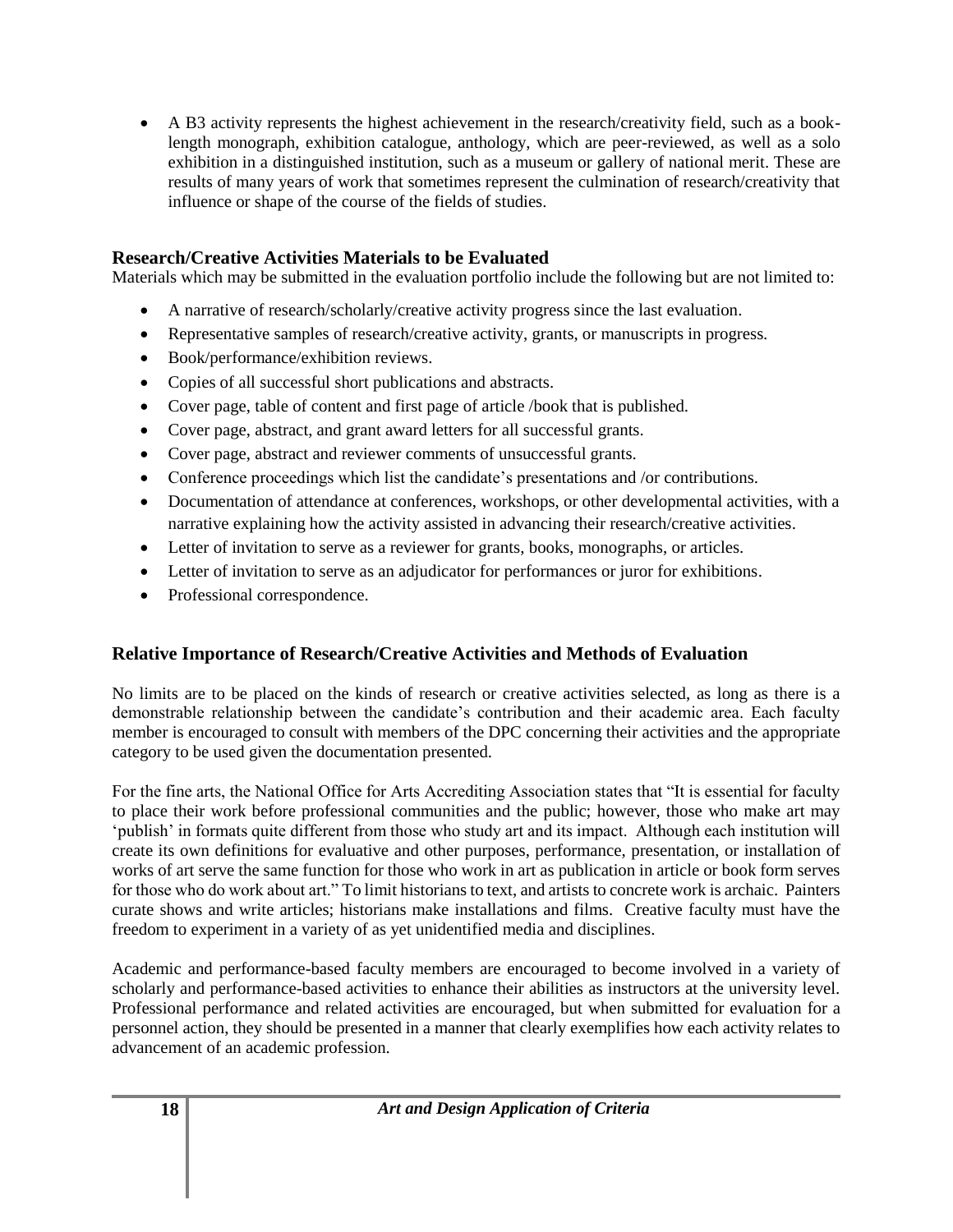- A B3 activity represents the highest achievement in the research/creativity field, such as a book-length monograph, exhibition catalogue, anthology, which are peer-reviewed, as well as a solo exhibition in a distinguished institution, such as a museum or gallery of national merit. These are results of many years of work that sometimes represent the culmination of research/creativity that influence or shape of the course of the fields of studies.

### Research/Creative Activities Materials to be Evaluated

Materials which may be submitted in the evaluation portfolio include the following but are not limited to:

- A narrative of research/scholarly/creative activity progress since the last evaluation.
- Representative samples of research/creative activity, grants, or manuscripts in progress.
- Book/performance/exhibition reviews.
- Copies of all successful short publications and abstracts.
- Cover page, table of content and first page of article /book that is published.
- Cover page, abstract, and grant award letters for all successful grants.
- Cover page, abstract and reviewer comments of unsuccessful grants.
- Conference proceedings which list the candidate's presentations and /or contributions.
- Documentation of attendance at conferences, workshops, or other developmental activities, with a narrative explaining how the activity assisted in advancing their research/creative activities.
- Letter of invitation to serve as a reviewer for grants, books, monographs, or articles.
- Letter of invitation to serve as an adjudicator for performances or juror for exhibitions.
- Professional correspondence.

### Relative Importance of Research/Creative Activities and Methods of Evaluation

No limits are to be placed on the kinds of research or creative activities selected, as long as there is a demonstrable relationship between the candidate's contribution and their academic area. Each faculty member is encouraged to consult with members of the DPC concerning their activities and the appropriate category to be used given the documentation presented.

For the fine arts, the National Office for Arts Accrediting Association states that "It is essential for faculty to place their work before professional communities and the public; however, those who make art may 'publish' in formats quite different from those who study art and its impact. Although each institution will create its own definitions for evaluative and other purposes, performance, presentation, or installation of works of art serve the same function for those who work in art as publication in article or book form serves for those who do work about art." To limit historians to text, and artists to concrete work is archaic. Painters curate shows and write articles; historians make installations and films. Creative faculty must have the freedom to experiment in a variety of as yet unidentified media and disciplines.

Academic and performance-based faculty members are encouraged to become involved in a variety of scholarly and performance-based activities to enhance their abilities as instructors at the university level. Professional performance and related activities are encouraged, but when submitted for evaluation for a personnel action, they should be presented in a manner that clearly exemplifies how each activity relates to advancement of an academic profession.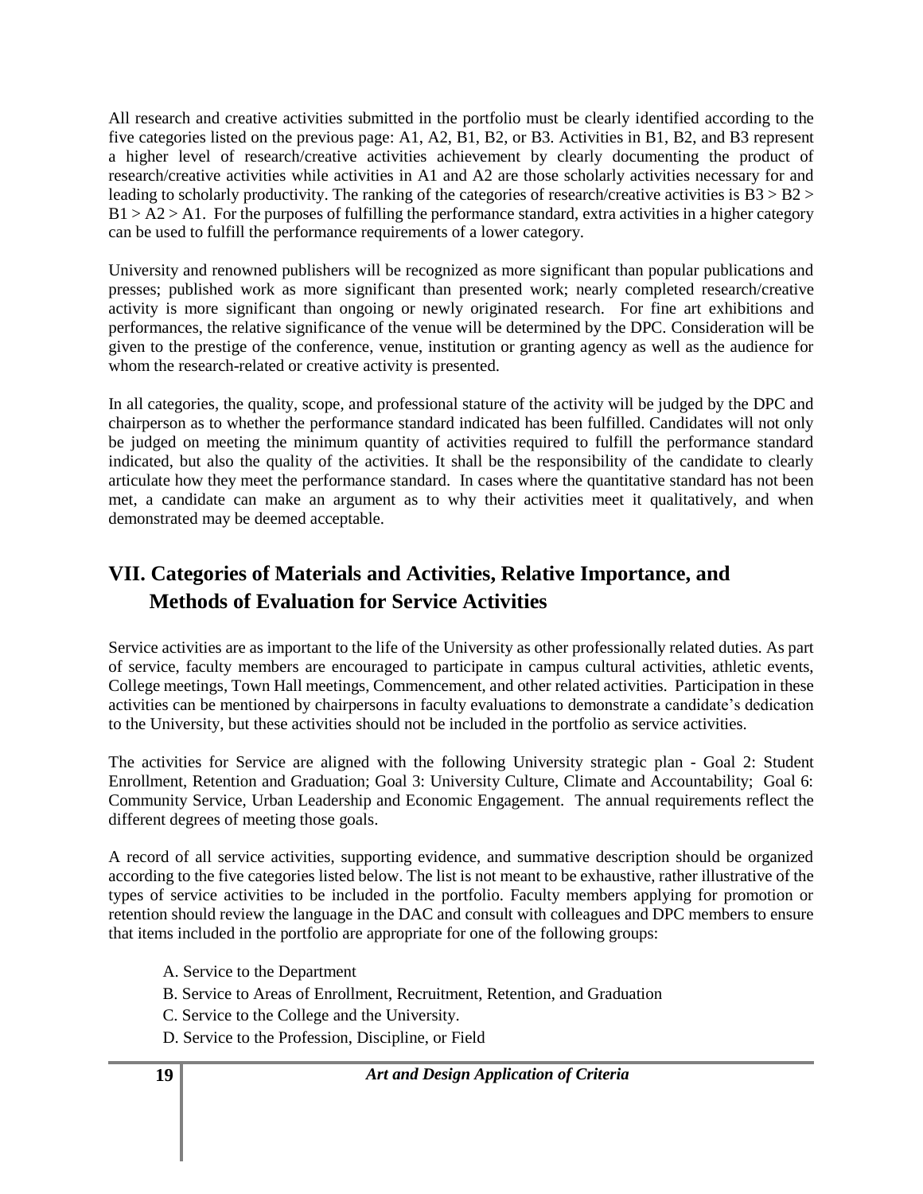All research and creative activities submitted in the portfolio must be clearly identified according to the five categories listed on the previous page: A1, A2, B1, B2, or B3. Activities in B1, B2, and B3 represent a higher level of research/creative activities achievement by clearly documenting the product of research/creative activities while activities in A1 and A2 are those scholarly activities necessary for and leading to scholarly productivity. The ranking of the categories of research/creative activities is B3 > B2 > B1 > A2 > A1. For the purposes of fulfilling the performance standard, extra activities in a higher category can be used to fulfill the performance requirements of a lower category.

University and renowned publishers will be recognized as more significant than popular publications and presses; published work as more significant than presented work; nearly completed research/creative activity is more significant than ongoing or newly originated research. For fine art exhibitions and performances, the relative significance of the venue will be determined by the DPC. Consideration will be given to the prestige of the conference, venue, institution or granting agency as well as the audience for whom the research-related or creative activity is presented.

In all categories, the quality, scope, and professional stature of the activity will be judged by the DPC and chairperson as to whether the performance standard indicated has been fulfilled. Candidates will not only be judged on meeting the minimum quantity of activities required to fulfill the performance standard indicated, but also the quality of the activities. It shall be the responsibility of the candidate to clearly articulate how they meet the performance standard. In cases where the quantitative standard has not been met, a candidate can make an argument as to why their activities meet it qualitatively, and when demonstrated may be deemed acceptable.

## VII. Categories of Materials and Activities, Relative Importance, and Methods of Evaluation for Service Activities

Service activities are as important to the life of the University as other professionally related duties. As part of service, faculty members are encouraged to participate in campus cultural activities, athletic events, College meetings, Town Hall meetings, Commencement, and other related activities. Participation in these activities can be mentioned by chairpersons in faculty evaluations to demonstrate a candidate's dedication to the University, but these activities should not be included in the portfolio as service activities.

The activities for Service are aligned with the following University strategic plan - Goal 2: Student Enrollment, Retention and Graduation; Goal 3: University Culture, Climate and Accountability; Goal 6: Community Service, Urban Leadership and Economic Engagement. The annual requirements reflect the different degrees of meeting those goals.

A record of all service activities, supporting evidence, and summative description should be organized according to the five categories listed below. The list is not meant to be exhaustive, rather illustrative of the types of service activities to be included in the portfolio. Faculty members applying for promotion or retention should review the language in the DAC and consult with colleagues and DPC members to ensure that items included in the portfolio are appropriate for one of the following groups:

A. Service to the Department

B. Service to Areas of Enrollment, Recruitment, Retention, and Graduation

C. Service to the College and the University.

D. Service to the Profession, Discipline, or Field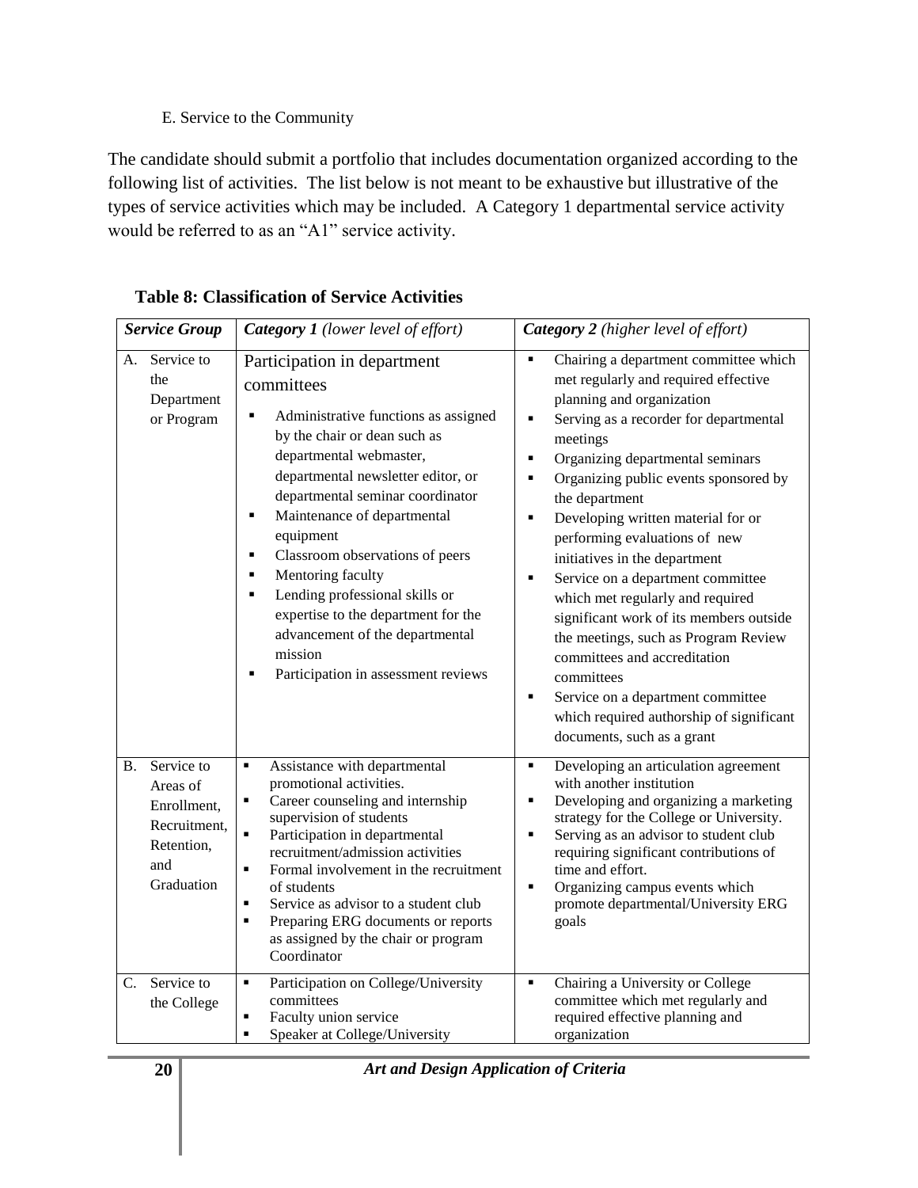E. Service to the Community

The candidate should submit a portfolio that includes documentation organized according to the following list of activities. The list below is not meant to be exhaustive but illustrative of the types of service activities which may be included. A Category 1 departmental service activity would be referred to as an "A1" service activity.

**Table 8: Classification of Service Activities**

| ***Service Group*** | ***Category 1*** *(lower level of effort)* | ***Category 2*** *(higher level of effort)* |
|---|---|---|
| A. Service to the Department or Program | Participation in department committees<br>▪ Administrative functions as assigned by the chair or dean such as departmental webmaster, departmental newsletter editor, or departmental seminar coordinator<br>▪ Maintenance of departmental equipment<br>▪ Classroom observations of peers<br>▪ Mentoring faculty<br>▪ Lending professional skills or expertise to the department for the advancement of the departmental mission<br>▪ Participation in assessment reviews | ▪ Chairing a department committee which met regularly and required effective planning and organization<br>▪ Serving as a recorder for departmental meetings<br>▪ Organizing departmental seminars<br>▪ Organizing public events sponsored by the department<br>▪ Developing written material for or performing evaluations of new initiatives in the department<br>▪ Service on a department committee which met regularly and required significant work of its members outside the meetings, such as Program Review committees and accreditation committees<br>▪ Service on a department committee which required authorship of significant documents, such as a grant |
| B. Service to Areas of Enrollment, Recruitment, Retention, and Graduation | ▪ Assistance with departmental promotional activities.<br>▪ Career counseling and internship supervision of students<br>▪ Participation in departmental recruitment/admission activities<br>▪ Formal involvement in the recruitment of students<br>▪ Service as advisor to a student club<br>▪ Preparing ERG documents or reports as assigned by the chair or program Coordinator | ▪ Developing an articulation agreement with another institution<br>▪ Developing and organizing a marketing strategy for the College or University.<br>▪ Serving as an advisor to student club requiring significant contributions of time and effort.<br>▪ Organizing campus events which promote departmental/University ERG goals |
| C. Service to the College | ▪ Participation on College/University committees<br>▪ Faculty union service<br>▪ Speaker at College/University | ▪ Chairing a University or College committee which met regularly and required effective planning and organization |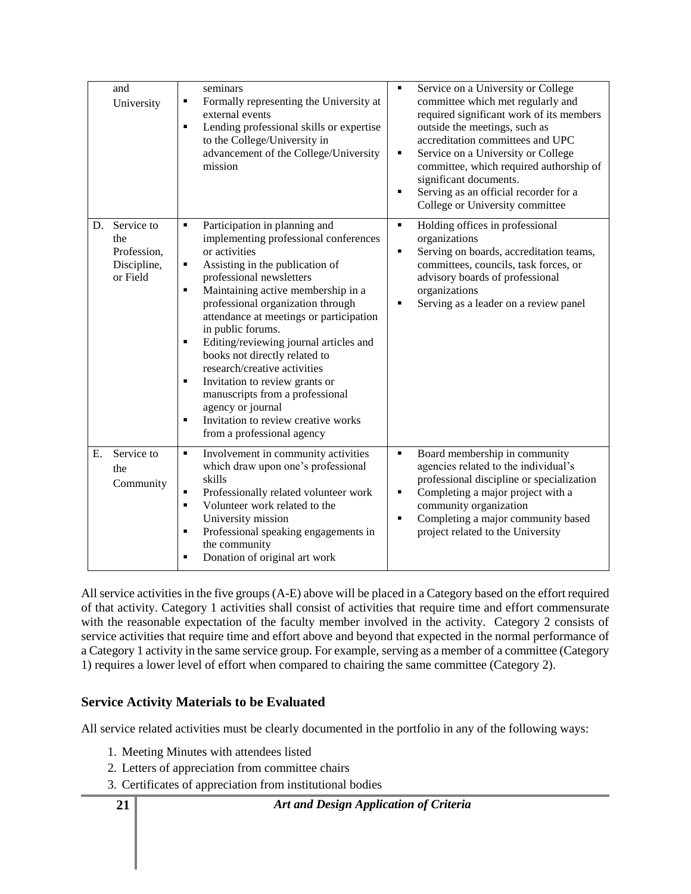| | | |
|---|---|---|
| and University | seminars<br>▪ Formally representing the University at external events<br>▪ Lending professional skills or expertise to the College/University in advancement of the College/University mission | ▪ Service on a University or College committee which met regularly and required significant work of its members outside the meetings, such as accreditation committees and UPC<br>▪ Service on a University or College committee, which required authorship of significant documents.<br>▪ Serving as an official recorder for a College or University committee |
| D. Service to the Profession, Discipline, or Field | ▪ Participation in planning and implementing professional conferences or activities<br>▪ Assisting in the publication of professional newsletters<br>▪ Maintaining active membership in a professional organization through attendance at meetings or participation in public forums.<br>▪ Editing/reviewing journal articles and books not directly related to research/creative activities<br>▪ Invitation to review grants or manuscripts from a professional agency or journal<br>▪ Invitation to review creative works from a professional agency | ▪ Holding offices in professional organizations<br>▪ Serving on boards, accreditation teams, committees, councils, task forces, or advisory boards of professional organizations<br>▪ Serving as a leader on a review panel |
| E. Service to the Community | ▪ Involvement in community activities which draw upon one's professional skills<br>▪ Professionally related volunteer work<br>▪ Volunteer work related to the University mission<br>▪ Professional speaking engagements in the community<br>▪ Donation of original art work | ▪ Board membership in community agencies related to the individual's professional discipline or specialization<br>▪ Completing a major project with a community organization<br>▪ Completing a major community based project related to the University |

All service activities in the five groups (A-E) above will be placed in a Category based on the effort required of that activity. Category 1 activities shall consist of activities that require time and effort commensurate with the reasonable expectation of the faculty member involved in the activity. Category 2 consists of service activities that require time and effort above and beyond that expected in the normal performance of a Category 1 activity in the same service group. For example, serving as a member of a committee (Category 1) requires a lower level of effort when compared to chairing the same committee (Category 2).

### Service Activity Materials to be Evaluated

All service related activities must be clearly documented in the portfolio in any of the following ways:

1. Meeting Minutes with attendees listed
2. Letters of appreciation from committee chairs
3. Certificates of appreciation from institutional bodies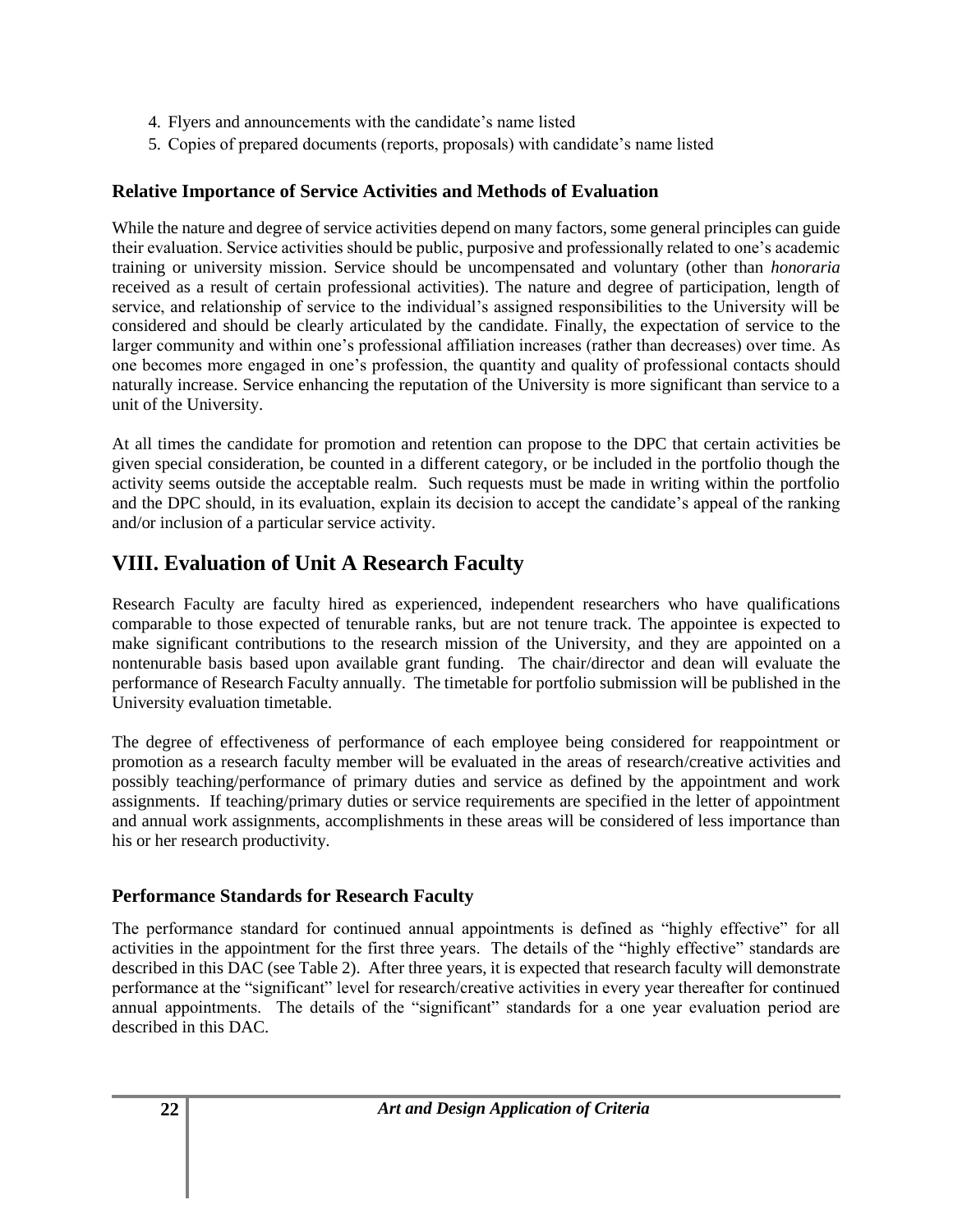4. Flyers and announcements with the candidate's name listed
5. Copies of prepared documents (reports, proposals) with candidate's name listed

### Relative Importance of Service Activities and Methods of Evaluation

While the nature and degree of service activities depend on many factors, some general principles can guide their evaluation. Service activities should be public, purposive and professionally related to one's academic training or university mission. Service should be uncompensated and voluntary (other than *honoraria* received as a result of certain professional activities). The nature and degree of participation, length of service, and relationship of service to the individual's assigned responsibilities to the University will be considered and should be clearly articulated by the candidate. Finally, the expectation of service to the larger community and within one's professional affiliation increases (rather than decreases) over time. As one becomes more engaged in one's profession, the quantity and quality of professional contacts should naturally increase. Service enhancing the reputation of the University is more significant than service to a unit of the University.

At all times the candidate for promotion and retention can propose to the DPC that certain activities be given special consideration, be counted in a different category, or be included in the portfolio though the activity seems outside the acceptable realm. Such requests must be made in writing within the portfolio and the DPC should, in its evaluation, explain its decision to accept the candidate's appeal of the ranking and/or inclusion of a particular service activity.

## VIII. Evaluation of Unit A Research Faculty

Research Faculty are faculty hired as experienced, independent researchers who have qualifications comparable to those expected of tenurable ranks, but are not tenure track. The appointee is expected to make significant contributions to the research mission of the University, and they are appointed on a nontenurable basis based upon available grant funding. The chair/director and dean will evaluate the performance of Research Faculty annually. The timetable for portfolio submission will be published in the University evaluation timetable.

The degree of effectiveness of performance of each employee being considered for reappointment or promotion as a research faculty member will be evaluated in the areas of research/creative activities and possibly teaching/performance of primary duties and service as defined by the appointment and work assignments. If teaching/primary duties or service requirements are specified in the letter of appointment and annual work assignments, accomplishments in these areas will be considered of less importance than his or her research productivity.

### Performance Standards for Research Faculty

The performance standard for continued annual appointments is defined as "highly effective" for all activities in the appointment for the first three years. The details of the "highly effective" standards are described in this DAC (see Table 2). After three years, it is expected that research faculty will demonstrate performance at the "significant" level for research/creative activities in every year thereafter for continued annual appointments. The details of the "significant" standards for a one year evaluation period are described in this DAC.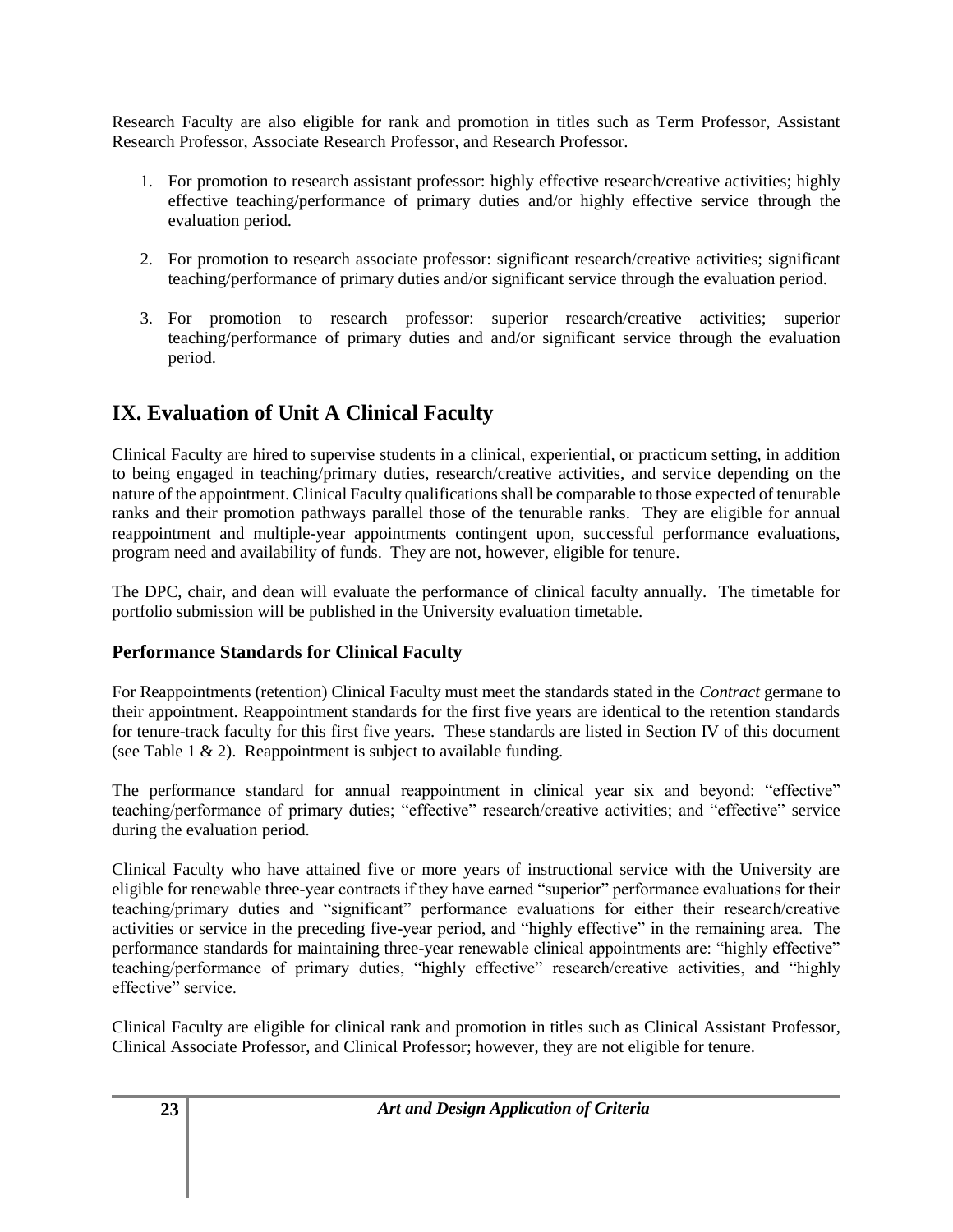Research Faculty are also eligible for rank and promotion in titles such as Term Professor, Assistant Research Professor, Associate Research Professor, and Research Professor.

1. For promotion to research assistant professor: highly effective research/creative activities; highly effective teaching/performance of primary duties and/or highly effective service through the evaluation period.

2. For promotion to research associate professor: significant research/creative activities; significant teaching/performance of primary duties and/or significant service through the evaluation period.

3. For promotion to research professor: superior research/creative activities; superior teaching/performance of primary duties and and/or significant service through the evaluation period.

## IX. Evaluation of Unit A Clinical Faculty

Clinical Faculty are hired to supervise students in a clinical, experiential, or practicum setting, in addition to being engaged in teaching/primary duties, research/creative activities, and service depending on the nature of the appointment. Clinical Faculty qualifications shall be comparable to those expected of tenurable ranks and their promotion pathways parallel those of the tenurable ranks. They are eligible for annual reappointment and multiple-year appointments contingent upon, successful performance evaluations, program need and availability of funds. They are not, however, eligible for tenure.

The DPC, chair, and dean will evaluate the performance of clinical faculty annually. The timetable for portfolio submission will be published in the University evaluation timetable.

### Performance Standards for Clinical Faculty

For Reappointments (retention) Clinical Faculty must meet the standards stated in the *Contract* germane to their appointment. Reappointment standards for the first five years are identical to the retention standards for tenure-track faculty for this first five years. These standards are listed in Section IV of this document (see Table 1 & 2). Reappointment is subject to available funding.

The performance standard for annual reappointment in clinical year six and beyond: "effective" teaching/performance of primary duties; "effective" research/creative activities; and "effective" service during the evaluation period.

Clinical Faculty who have attained five or more years of instructional service with the University are eligible for renewable three-year contracts if they have earned "superior" performance evaluations for their teaching/primary duties and "significant" performance evaluations for either their research/creative activities or service in the preceding five-year period, and "highly effective" in the remaining area. The performance standards for maintaining three-year renewable clinical appointments are: "highly effective" teaching/performance of primary duties, "highly effective" research/creative activities, and "highly effective" service.

Clinical Faculty are eligible for clinical rank and promotion in titles such as Clinical Assistant Professor, Clinical Associate Professor, and Clinical Professor; however, they are not eligible for tenure.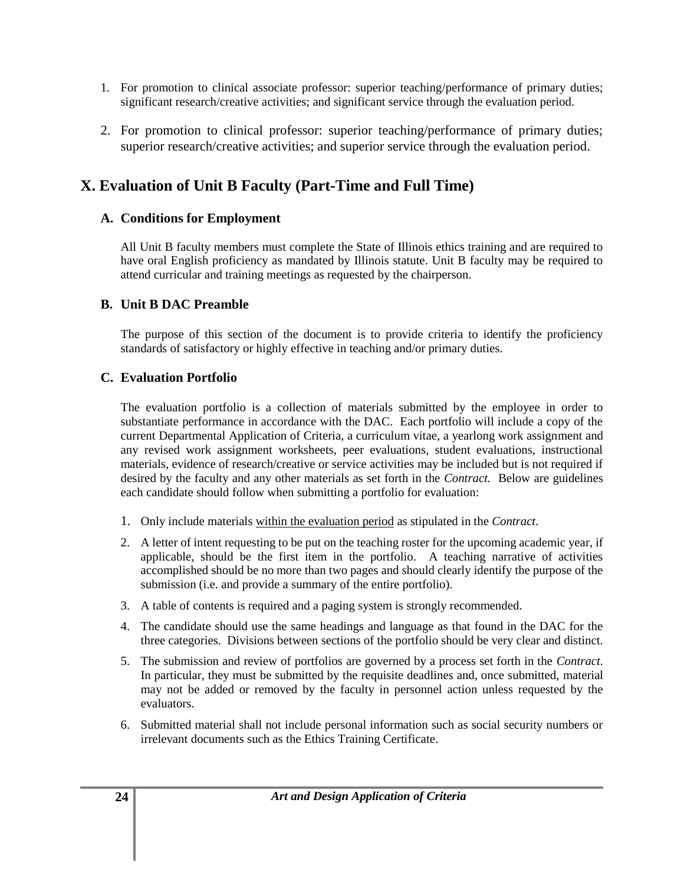1. For promotion to clinical associate professor: superior teaching/performance of primary duties; significant research/creative activities; and significant service through the evaluation period.

2. For promotion to clinical professor: superior teaching/performance of primary duties; superior research/creative activities; and superior service through the evaluation period.

# X. Evaluation of Unit B Faculty (Part-Time and Full Time)

## A. Conditions for Employment

All Unit B faculty members must complete the State of Illinois ethics training and are required to have oral English proficiency as mandated by Illinois statute. Unit B faculty may be required to attend curricular and training meetings as requested by the chairperson.

## B. Unit B DAC Preamble

The purpose of this section of the document is to provide criteria to identify the proficiency standards of satisfactory or highly effective in teaching and/or primary duties.

## C. Evaluation Portfolio

The evaluation portfolio is a collection of materials submitted by the employee in order to substantiate performance in accordance with the DAC. Each portfolio will include a copy of the current Departmental Application of Criteria, a curriculum vitae, a yearlong work assignment and any revised work assignment worksheets, peer evaluations, student evaluations, instructional materials, evidence of research/creative or service activities may be included but is not required if desired by the faculty and any other materials as set forth in the *Contract.* Below are guidelines each candidate should follow when submitting a portfolio for evaluation:

1. Only include materials <u>within the evaluation period</u> as stipulated in the *Contract*.
2. A letter of intent requesting to be put on the teaching roster for the upcoming academic year, if applicable, should be the first item in the portfolio. A teaching narrative of activities accomplished should be no more than two pages and should clearly identify the purpose of the submission (i.e. and provide a summary of the entire portfolio).
3. A table of contents is required and a paging system is strongly recommended.
4. The candidate should use the same headings and language as that found in the DAC for the three categories. Divisions between sections of the portfolio should be very clear and distinct.
5. The submission and review of portfolios are governed by a process set forth in the *Contract*. In particular, they must be submitted by the requisite deadlines and, once submitted, material may not be added or removed by the faculty in personnel action unless requested by the evaluators.
6. Submitted material shall not include personal information such as social security numbers or irrelevant documents such as the Ethics Training Certificate.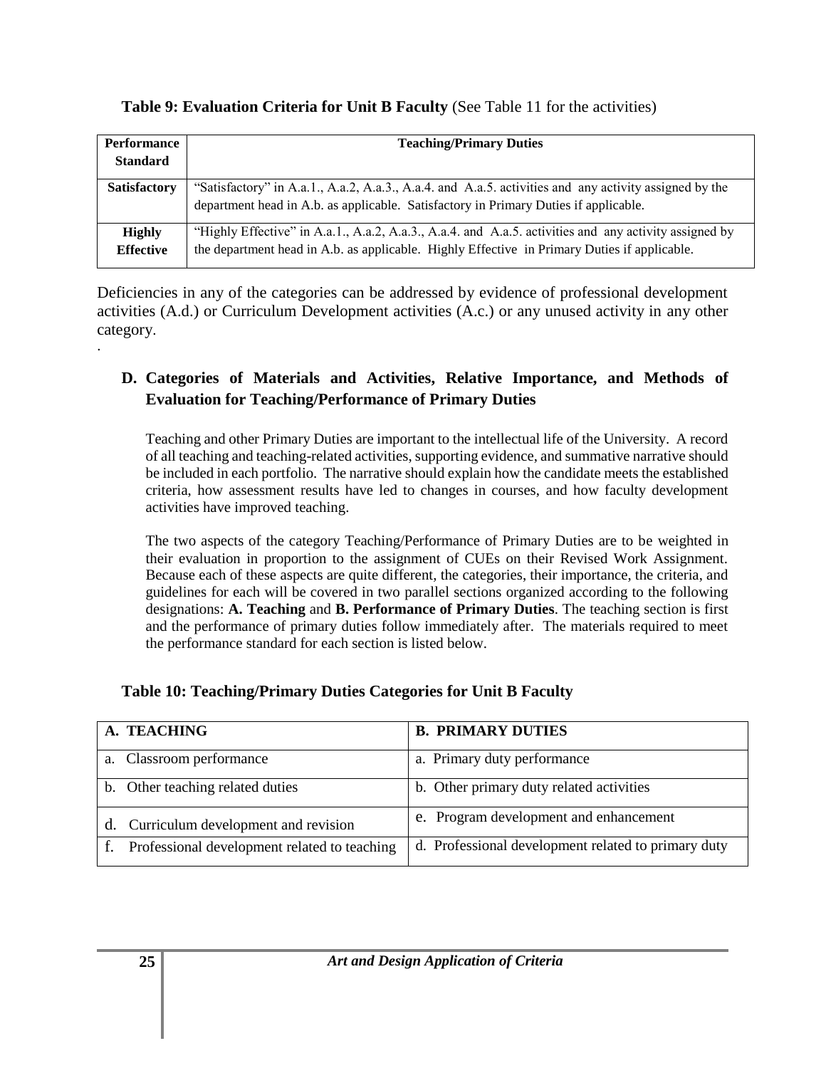**Table 9: Evaluation Criteria for Unit B Faculty** (See Table 11 for the activities)

| Performance Standard | Teaching/Primary Duties |
|---|---|
| **Satisfactory** | "Satisfactory" in A.a.1., A.a.2, A.a.3., A.a.4. and A.a.5. activities and any activity assigned by the department head in A.b. as applicable. Satisfactory in Primary Duties if applicable. |
| **Highly Effective** | "Highly Effective" in A.a.1., A.a.2, A.a.3., A.a.4. and A.a.5. activities and any activity assigned by the department head in A.b. as applicable. Highly Effective in Primary Duties if applicable. |

Deficiencies in any of the categories can be addressed by evidence of professional development activities (A.d.) or Curriculum Development activities (A.c.) or any unused activity in any other category.

.

## D. Categories of Materials and Activities, Relative Importance, and Methods of Evaluation for Teaching/Performance of Primary Duties

Teaching and other Primary Duties are important to the intellectual life of the University. A record of all teaching and teaching-related activities, supporting evidence, and summative narrative should be included in each portfolio. The narrative should explain how the candidate meets the established criteria, how assessment results have led to changes in courses, and how faculty development activities have improved teaching.

The two aspects of the category Teaching/Performance of Primary Duties are to be weighted in their evaluation in proportion to the assignment of CUEs on their Revised Work Assignment. Because each of these aspects are quite different, the categories, their importance, the criteria, and guidelines for each will be covered in two parallel sections organized according to the following designations: **A. Teaching** and **B. Performance of Primary Duties**. The teaching section is first and the performance of primary duties follow immediately after. The materials required to meet the performance standard for each section is listed below.

**Table 10: Teaching/Primary Duties Categories for Unit B Faculty**

| A. TEACHING | B. PRIMARY DUTIES |
|---|---|
| a. Classroom performance | a. Primary duty performance |
| b. Other teaching related duties | b. Other primary duty related activities |
| d. Curriculum development and revision | e. Program development and enhancement |
| f. Professional development related to teaching | d. Professional development related to primary duty |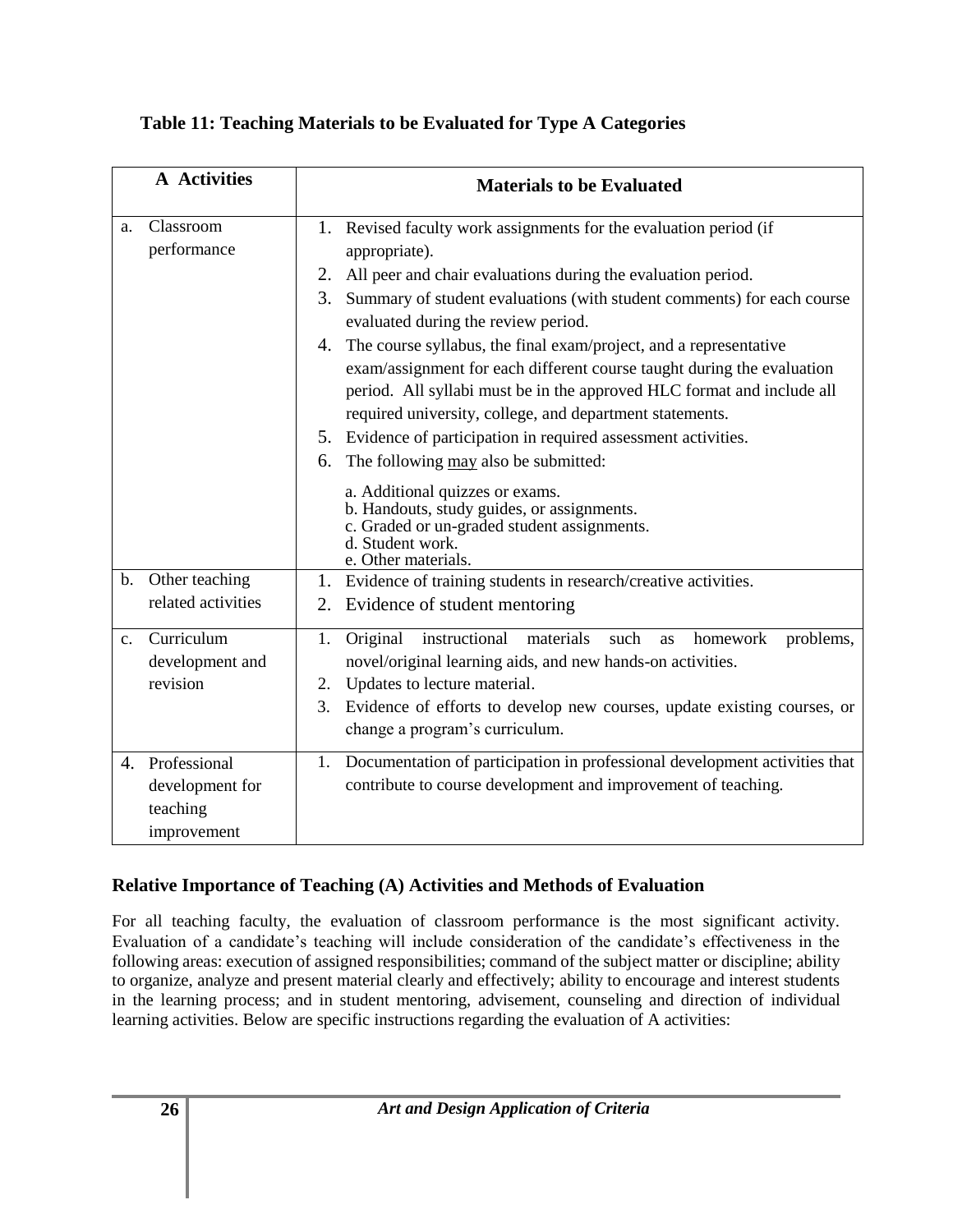**Table 11: Teaching Materials to be Evaluated for Type A Categories**

| A Activities | Materials to be Evaluated |
|---|---|
| a. Classroom performance | 1. Revised faculty work assignments for the evaluation period (if appropriate).<br>2. All peer and chair evaluations during the evaluation period.<br>3. Summary of student evaluations (with student comments) for each course evaluated during the review period.<br>4. The course syllabus, the final exam/project, and a representative exam/assignment for each different course taught during the evaluation period. All syllabi must be in the approved HLC format and include all required university, college, and department statements.<br>5. Evidence of participation in required assessment activities.<br>6. The following <u>may</u> also be submitted:<br>a. Additional quizzes or exams.<br>b. Handouts, study guides, or assignments.<br>c. Graded or un-graded student assignments.<br>d. Student work.<br>e. Other materials. |
| b. Other teaching related activities | 1. Evidence of training students in research/creative activities.<br>2. Evidence of student mentoring |
| c. Curriculum development and revision | 1. Original instructional materials such as homework problems, novel/original learning aids, and new hands-on activities.<br>2. Updates to lecture material.<br>3. Evidence of efforts to develop new courses, update existing courses, or change a program's curriculum. |
| 4. Professional development for teaching improvement | 1. Documentation of participation in professional development activities that contribute to course development and improvement of teaching. |

## Relative Importance of Teaching (A) Activities and Methods of Evaluation

For all teaching faculty, the evaluation of classroom performance is the most significant activity. Evaluation of a candidate's teaching will include consideration of the candidate's effectiveness in the following areas: execution of assigned responsibilities; command of the subject matter or discipline; ability to organize, analyze and present material clearly and effectively; ability to encourage and interest students in the learning process; and in student mentoring, advisement, counseling and direction of individual learning activities. Below are specific instructions regarding the evaluation of A activities: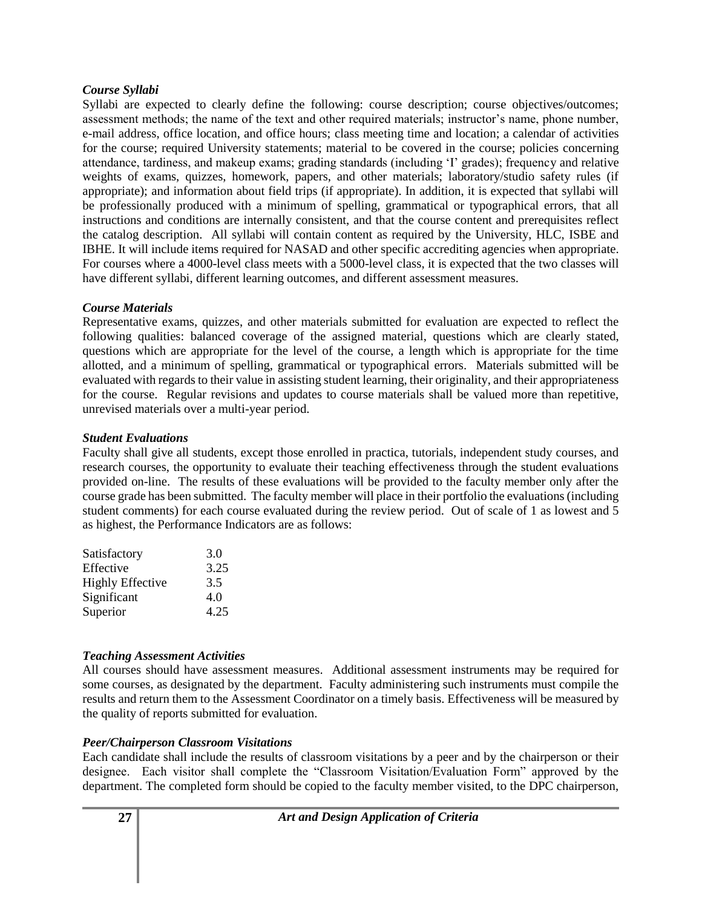### *Course Syllabi*

Syllabi are expected to clearly define the following: course description; course objectives/outcomes; assessment methods; the name of the text and other required materials; instructor's name, phone number, e-mail address, office location, and office hours; class meeting time and location; a calendar of activities for the course; required University statements; material to be covered in the course; policies concerning attendance, tardiness, and makeup exams; grading standards (including 'I' grades); frequency and relative weights of exams, quizzes, homework, papers, and other materials; laboratory/studio safety rules (if appropriate); and information about field trips (if appropriate). In addition, it is expected that syllabi will be professionally produced with a minimum of spelling, grammatical or typographical errors, that all instructions and conditions are internally consistent, and that the course content and prerequisites reflect the catalog description. All syllabi will contain content as required by the University, HLC, ISBE and IBHE. It will include items required for NASAD and other specific accrediting agencies when appropriate. For courses where a 4000-level class meets with a 5000-level class, it is expected that the two classes will have different syllabi, different learning outcomes, and different assessment measures.

### *Course Materials*

Representative exams, quizzes, and other materials submitted for evaluation are expected to reflect the following qualities: balanced coverage of the assigned material, questions which are clearly stated, questions which are appropriate for the level of the course, a length which is appropriate for the time allotted, and a minimum of spelling, grammatical or typographical errors. Materials submitted will be evaluated with regards to their value in assisting student learning, their originality, and their appropriateness for the course. Regular revisions and updates to course materials shall be valued more than repetitive, unrevised materials over a multi-year period.

### *Student Evaluations*

Faculty shall give all students, except those enrolled in practica, tutorials, independent study courses, and research courses, the opportunity to evaluate their teaching effectiveness through the student evaluations provided on-line. The results of these evaluations will be provided to the faculty member only after the course grade has been submitted. The faculty member will place in their portfolio the evaluations (including student comments) for each course evaluated during the review period. Out of scale of 1 as lowest and 5 as highest, the Performance Indicators are as follows:

| | |
|---|---|
| Satisfactory | 3.0 |
| Effective | 3.25 |
| Highly Effective | 3.5 |
| Significant | 4.0 |
| Superior | 4.25 |

### *Teaching Assessment Activities*

All courses should have assessment measures. Additional assessment instruments may be required for some courses, as designated by the department. Faculty administering such instruments must compile the results and return them to the Assessment Coordinator on a timely basis. Effectiveness will be measured by the quality of reports submitted for evaluation.

### *Peer/Chairperson Classroom Visitations*

Each candidate shall include the results of classroom visitations by a peer and by the chairperson or their designee. Each visitor shall complete the "Classroom Visitation/Evaluation Form" approved by the department. The completed form should be copied to the faculty member visited, to the DPC chairperson,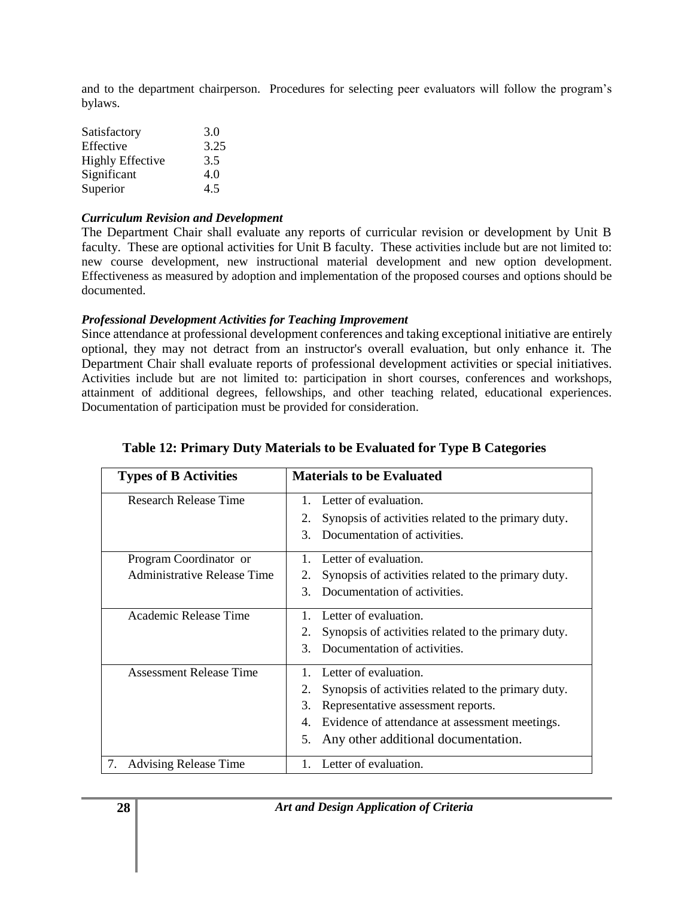and to the department chairperson. Procedures for selecting peer evaluators will follow the program's bylaws.

| | |
|---|---|
| Satisfactory | 3.0 |
| Effective | 3.25 |
| Highly Effective | 3.5 |
| Significant | 4.0 |
| Superior | 4.5 |

***Curriculum Revision and Development***

The Department Chair shall evaluate any reports of curricular revision or development by Unit B faculty. These are optional activities for Unit B faculty. These activities include but are not limited to: new course development, new instructional material development and new option development. Effectiveness as measured by adoption and implementation of the proposed courses and options should be documented.

***Professional Development Activities for Teaching Improvement***

Since attendance at professional development conferences and taking exceptional initiative are entirely optional, they may not detract from an instructor's overall evaluation, but only enhance it. The Department Chair shall evaluate reports of professional development activities or special initiatives. Activities include but are not limited to: participation in short courses, conferences and workshops, attainment of additional degrees, fellowships, and other teaching related, educational experiences. Documentation of participation must be provided for consideration.

**Table 12: Primary Duty Materials to be Evaluated for Type B Categories**

| Types of B Activities | Materials to be Evaluated |
|---|---|
| Research Release Time | 1. Letter of evaluation.<br>2. Synopsis of activities related to the primary duty.<br>3. Documentation of activities. |
| Program Coordinator or Administrative Release Time | 1. Letter of evaluation.<br>2. Synopsis of activities related to the primary duty.<br>3. Documentation of activities. |
| Academic Release Time | 1. Letter of evaluation.<br>2. Synopsis of activities related to the primary duty.<br>3. Documentation of activities. |
| Assessment Release Time | 1. Letter of evaluation.<br>2. Synopsis of activities related to the primary duty.<br>3. Representative assessment reports.<br>4. Evidence of attendance at assessment meetings.<br>5. Any other additional documentation. |
| 7. Advising Release Time | 1. Letter of evaluation. |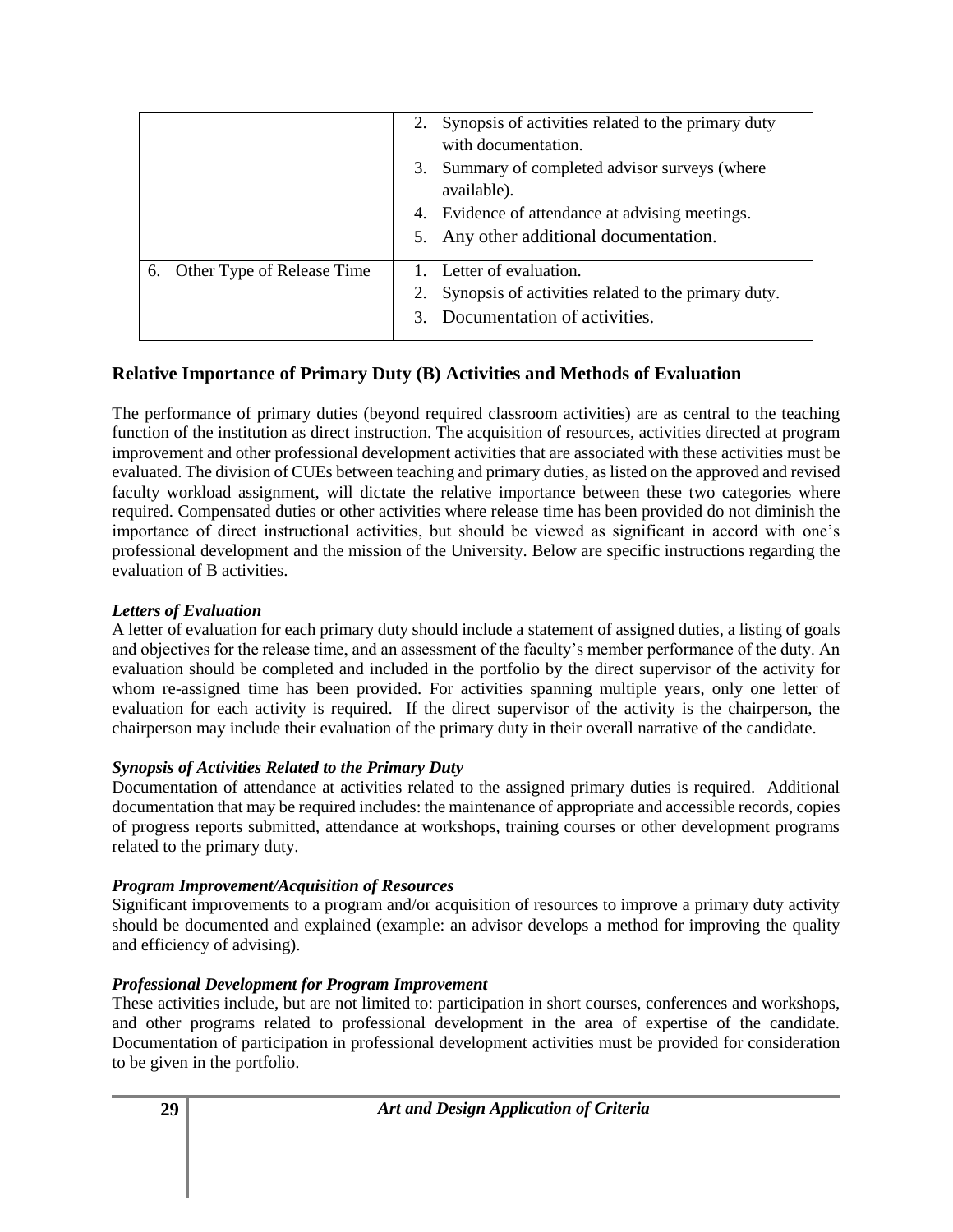| | |
|---|---|
| | 2. Synopsis of activities related to the primary duty with documentation.<br>3. Summary of completed advisor surveys (where available).<br>4. Evidence of attendance at advising meetings.<br>5. Any other additional documentation. |
| 6. Other Type of Release Time | 1. Letter of evaluation.<br>2. Synopsis of activities related to the primary duty.<br>3. Documentation of activities. |

## Relative Importance of Primary Duty (B) Activities and Methods of Evaluation

The performance of primary duties (beyond required classroom activities) are as central to the teaching function of the institution as direct instruction. The acquisition of resources, activities directed at program improvement and other professional development activities that are associated with these activities must be evaluated. The division of CUEs between teaching and primary duties, as listed on the approved and revised faculty workload assignment, will dictate the relative importance between these two categories where required. Compensated duties or other activities where release time has been provided do not diminish the importance of direct instructional activities, but should be viewed as significant in accord with one's professional development and the mission of the University. Below are specific instructions regarding the evaluation of B activities.

***Letters of Evaluation***

A letter of evaluation for each primary duty should include a statement of assigned duties, a listing of goals and objectives for the release time, and an assessment of the faculty's member performance of the duty. An evaluation should be completed and included in the portfolio by the direct supervisor of the activity for whom re-assigned time has been provided. For activities spanning multiple years, only one letter of evaluation for each activity is required. If the direct supervisor of the activity is the chairperson, the chairperson may include their evaluation of the primary duty in their overall narrative of the candidate.

***Synopsis of Activities Related to the Primary Duty***

Documentation of attendance at activities related to the assigned primary duties is required. Additional documentation that may be required includes: the maintenance of appropriate and accessible records, copies of progress reports submitted, attendance at workshops, training courses or other development programs related to the primary duty.

***Program Improvement/Acquisition of Resources***

Significant improvements to a program and/or acquisition of resources to improve a primary duty activity should be documented and explained (example: an advisor develops a method for improving the quality and efficiency of advising).

***Professional Development for Program Improvement***

These activities include, but are not limited to: participation in short courses, conferences and workshops, and other programs related to professional development in the area of expertise of the candidate. Documentation of participation in professional development activities must be provided for consideration to be given in the portfolio.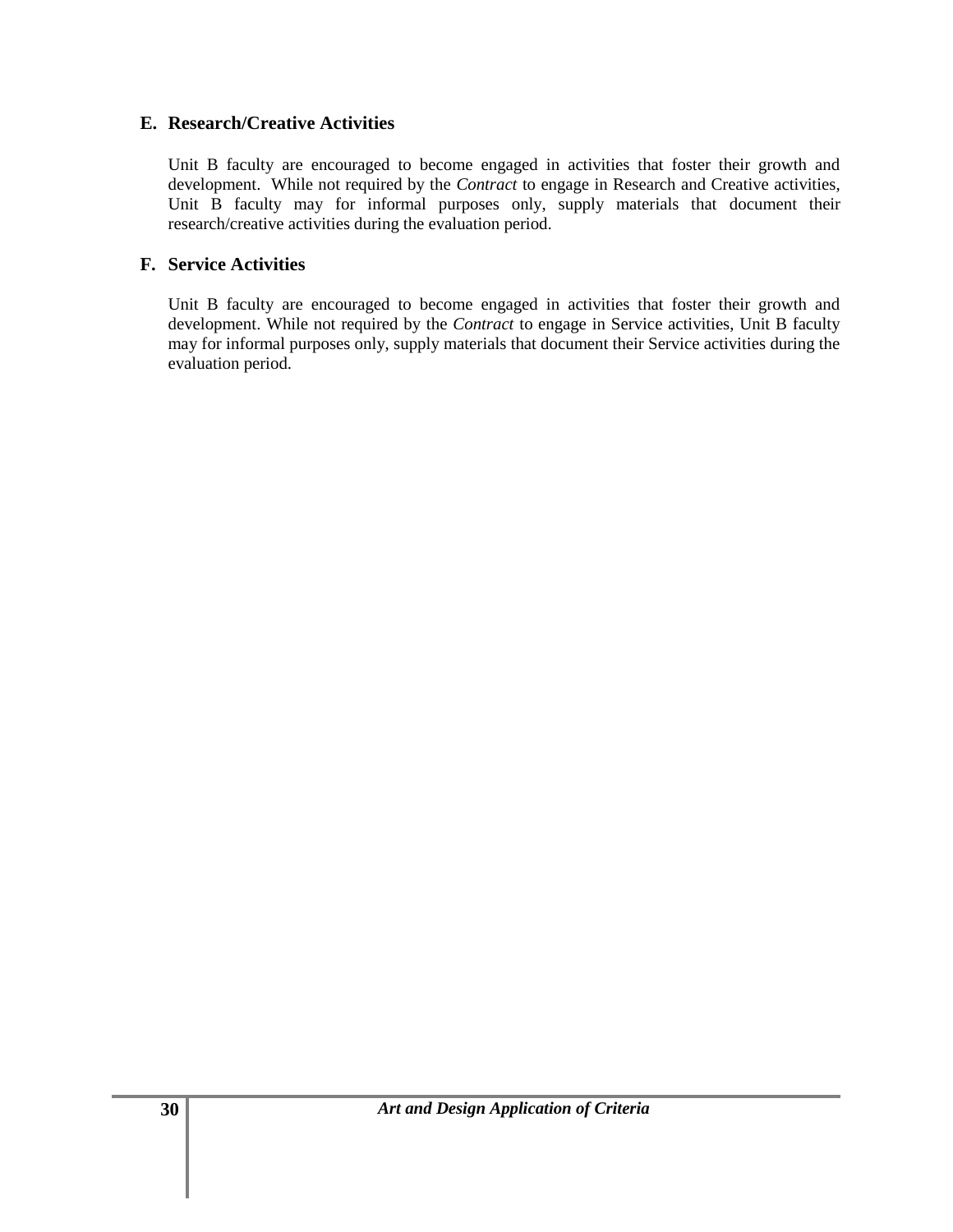## E. Research/Creative Activities

Unit B faculty are encouraged to become engaged in activities that foster their growth and development. While not required by the *Contract* to engage in Research and Creative activities, Unit B faculty may for informal purposes only, supply materials that document their research/creative activities during the evaluation period.

## F. Service Activities

Unit B faculty are encouraged to become engaged in activities that foster their growth and development. While not required by the *Contract* to engage in Service activities, Unit B faculty may for informal purposes only, supply materials that document their Service activities during the evaluation period.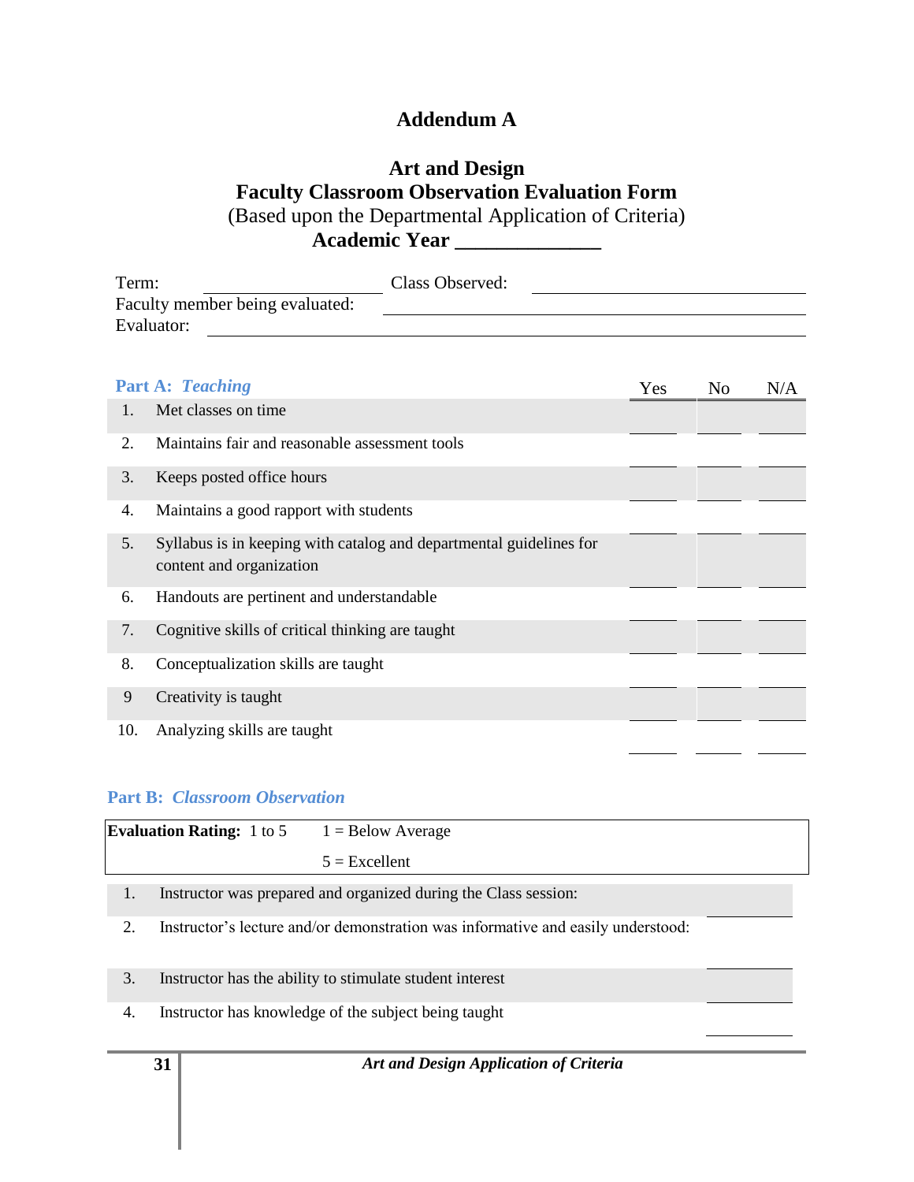# Addendum A

## Art and Design
## Faculty Classroom Observation Evaluation Form
(Based upon the Departmental Application of Criteria)
**Academic Year _____________**

Term: _______________ Class Observed: _______________
Faculty member being evaluated: _______________
Evaluator: _______________

### Part A: *Teaching*

| | | Yes | No | N/A |
|---|---|---|---|---|
| 1. | Met classes on time | | | |
| 2. | Maintains fair and reasonable assessment tools | | | |
| 3. | Keeps posted office hours | | | |
| 4. | Maintains a good rapport with students | | | |
| 5. | Syllabus is in keeping with catalog and departmental guidelines for content and organization | | | |
| 6. | Handouts are pertinent and understandable | | | |
| 7. | Cognitive skills of critical thinking are taught | | | |
| 8. | Conceptualization skills are taught | | | |
| 9 | Creativity is taught | | | |
| 10. | Analyzing skills are taught | | | |

### Part B: *Classroom Observation*

| **Evaluation Rating:** 1 to 5 | 1 = Below Average |
|---|---|
| | 5 = Excellent |

| | | |
|---|---|---|
| 1. | Instructor was prepared and organized during the Class session: | |
| 2. | Instructor's lecture and/or demonstration was informative and easily understood: | |
| 3. | Instructor has the ability to stimulate student interest | |
| 4. | Instructor has knowledge of the subject being taught | |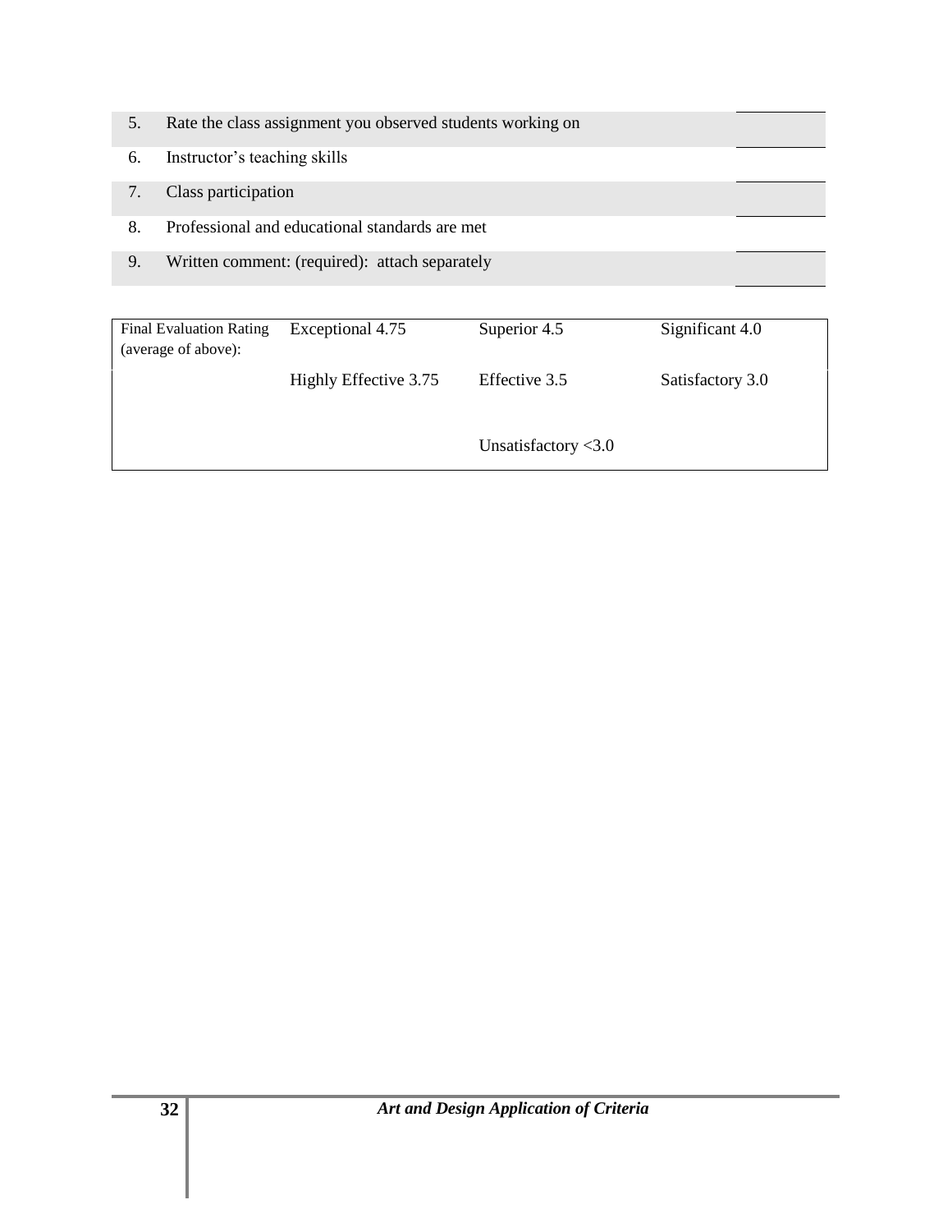5. Rate the class assignment you observed students working on \_\_\_\_\_\_\_\_
6. Instructor's teaching skills \_\_\_\_\_\_\_\_
7. Class participation \_\_\_\_\_\_\_\_
8. Professional and educational standards are met \_\_\_\_\_\_\_\_
9. Written comment: (required): attach separately \_\_\_\_\_\_\_\_

| Final Evaluation Rating (average of above): | Exceptional 4.75 | Superior 4.5 | Significant 4.0 |
|---|---|---|---|
| | Highly Effective 3.75 | Effective 3.5 | Satisfactory 3.0 |
| | | Unsatisfactory <3.0 | |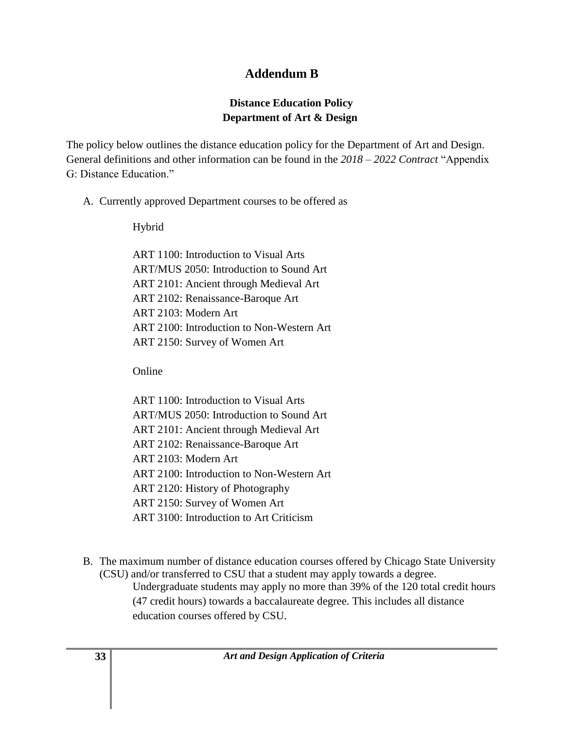# Addendum B

## Distance Education Policy
## Department of Art & Design

The policy below outlines the distance education policy for the Department of Art and Design. General definitions and other information can be found in the *2018 – 2022 Contract* "Appendix G: Distance Education."

A. Currently approved Department courses to be offered as

   Hybrid

   ART 1100: Introduction to Visual Arts
   ART/MUS 2050: Introduction to Sound Art
   ART 2101: Ancient through Medieval Art
   ART 2102: Renaissance-Baroque Art
   ART 2103: Modern Art
   ART 2100: Introduction to Non-Western Art
   ART 2150: Survey of Women Art

   Online

   ART 1100: Introduction to Visual Arts
   ART/MUS 2050: Introduction to Sound Art
   ART 2101: Ancient through Medieval Art
   ART 2102: Renaissance-Baroque Art
   ART 2103: Modern Art
   ART 2100: Introduction to Non-Western Art
   ART 2120: History of Photography
   ART 2150: Survey of Women Art
   ART 3100: Introduction to Art Criticism

B. The maximum number of distance education courses offered by Chicago State University (CSU) and/or transferred to CSU that a student may apply towards a degree.

   Undergraduate students may apply no more than 39% of the 120 total credit hours (47 credit hours) towards a baccalaureate degree. This includes all distance education courses offered by CSU.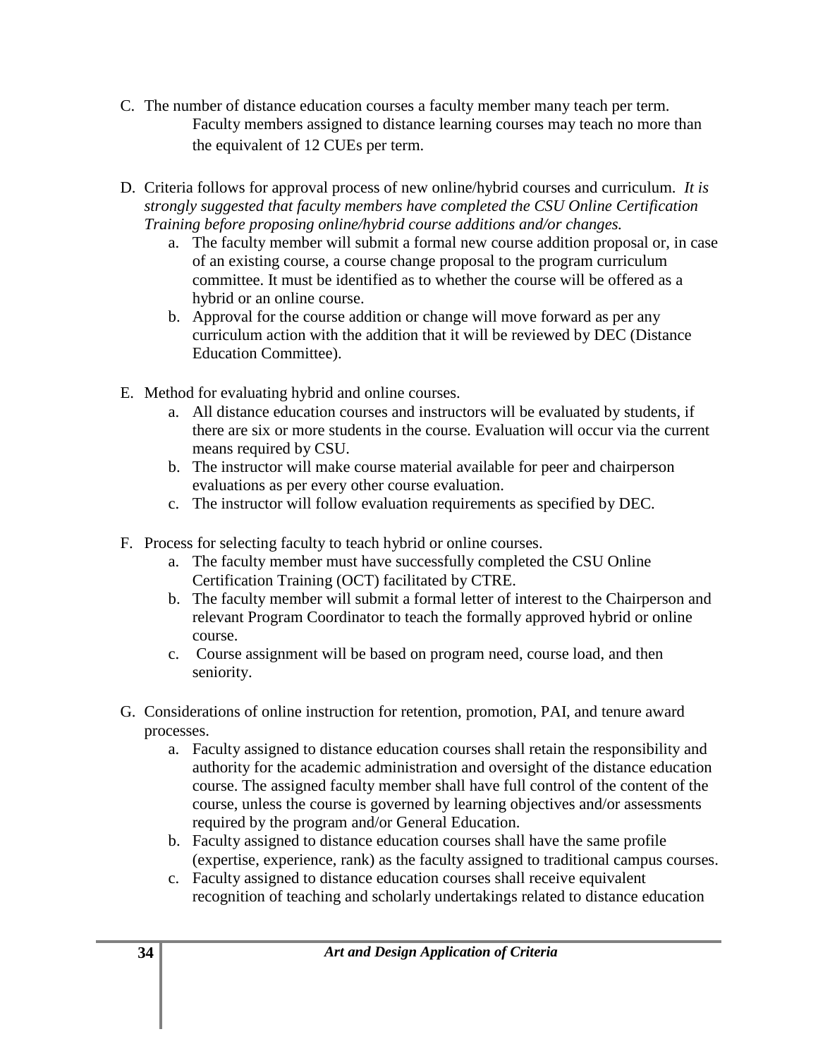C. The number of distance education courses a faculty member many teach per term.
   Faculty members assigned to distance learning courses may teach no more than the equivalent of 12 CUEs per term.

D. Criteria follows for approval process of new online/hybrid courses and curriculum. *It is strongly suggested that faculty members have completed the CSU Online Certification Training before proposing online/hybrid course additions and/or changes.*
   a. The faculty member will submit a formal new course addition proposal or, in case of an existing course, a course change proposal to the program curriculum committee. It must be identified as to whether the course will be offered as a hybrid or an online course.
   b. Approval for the course addition or change will move forward as per any curriculum action with the addition that it will be reviewed by DEC (Distance Education Committee).

E. Method for evaluating hybrid and online courses.
   a. All distance education courses and instructors will be evaluated by students, if there are six or more students in the course. Evaluation will occur via the current means required by CSU.
   b. The instructor will make course material available for peer and chairperson evaluations as per every other course evaluation.
   c. The instructor will follow evaluation requirements as specified by DEC.

F. Process for selecting faculty to teach hybrid or online courses.
   a. The faculty member must have successfully completed the CSU Online Certification Training (OCT) facilitated by CTRE.
   b. The faculty member will submit a formal letter of interest to the Chairperson and relevant Program Coordinator to teach the formally approved hybrid or online course.
   c. Course assignment will be based on program need, course load, and then seniority.

G. Considerations of online instruction for retention, promotion, PAI, and tenure award processes.
   a. Faculty assigned to distance education courses shall retain the responsibility and authority for the academic administration and oversight of the distance education course. The assigned faculty member shall have full control of the content of the course, unless the course is governed by learning objectives and/or assessments required by the program and/or General Education.
   b. Faculty assigned to distance education courses shall have the same profile (expertise, experience, rank) as the faculty assigned to traditional campus courses.
   c. Faculty assigned to distance education courses shall receive equivalent recognition of teaching and scholarly undertakings related to distance education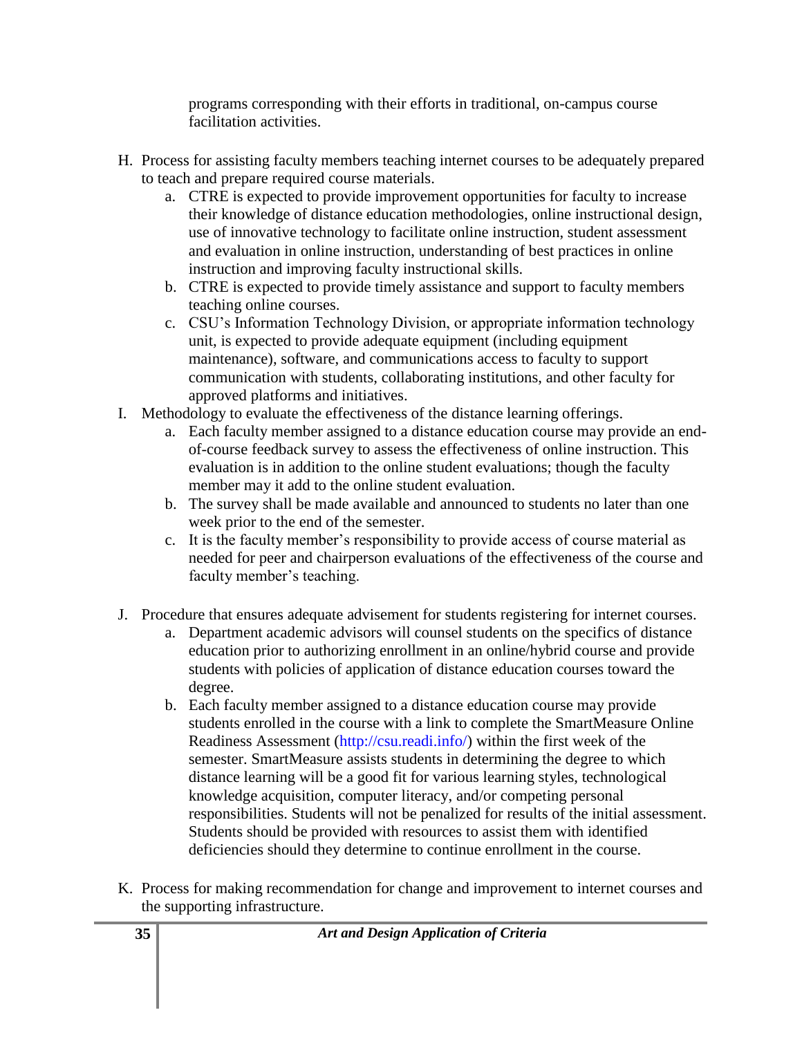programs corresponding with their efforts in traditional, on-campus course facilitation activities.

H. Process for assisting faculty members teaching internet courses to be adequately prepared to teach and prepare required course materials.
   a. CTRE is expected to provide improvement opportunities for faculty to increase their knowledge of distance education methodologies, online instructional design, use of innovative technology to facilitate online instruction, student assessment and evaluation in online instruction, understanding of best practices in online instruction and improving faculty instructional skills.
   b. CTRE is expected to provide timely assistance and support to faculty members teaching online courses.
   c. CSU's Information Technology Division, or appropriate information technology unit, is expected to provide adequate equipment (including equipment maintenance), software, and communications access to faculty to support communication with students, collaborating institutions, and other faculty for approved platforms and initiatives.

I. Methodology to evaluate the effectiveness of the distance learning offerings.
   a. Each faculty member assigned to a distance education course may provide an end-of-course feedback survey to assess the effectiveness of online instruction. This evaluation is in addition to the online student evaluations; though the faculty member may it add to the online student evaluation.
   b. The survey shall be made available and announced to students no later than one week prior to the end of the semester.
   c. It is the faculty member's responsibility to provide access of course material as needed for peer and chairperson evaluations of the effectiveness of the course and faculty member's teaching.

J. Procedure that ensures adequate advisement for students registering for internet courses.
   a. Department academic advisors will counsel students on the specifics of distance education prior to authorizing enrollment in an online/hybrid course and provide students with policies of application of distance education courses toward the degree.
   b. Each faculty member assigned to a distance education course may provide students enrolled in the course with a link to complete the SmartMeasure Online Readiness Assessment (http://csu.readi.info/) within the first week of the semester. SmartMeasure assists students in determining the degree to which distance learning will be a good fit for various learning styles, technological knowledge acquisition, computer literacy, and/or competing personal responsibilities. Students will not be penalized for results of the initial assessment. Students should be provided with resources to assist them with identified deficiencies should they determine to continue enrollment in the course.

K. Process for making recommendation for change and improvement to internet courses and the supporting infrastructure.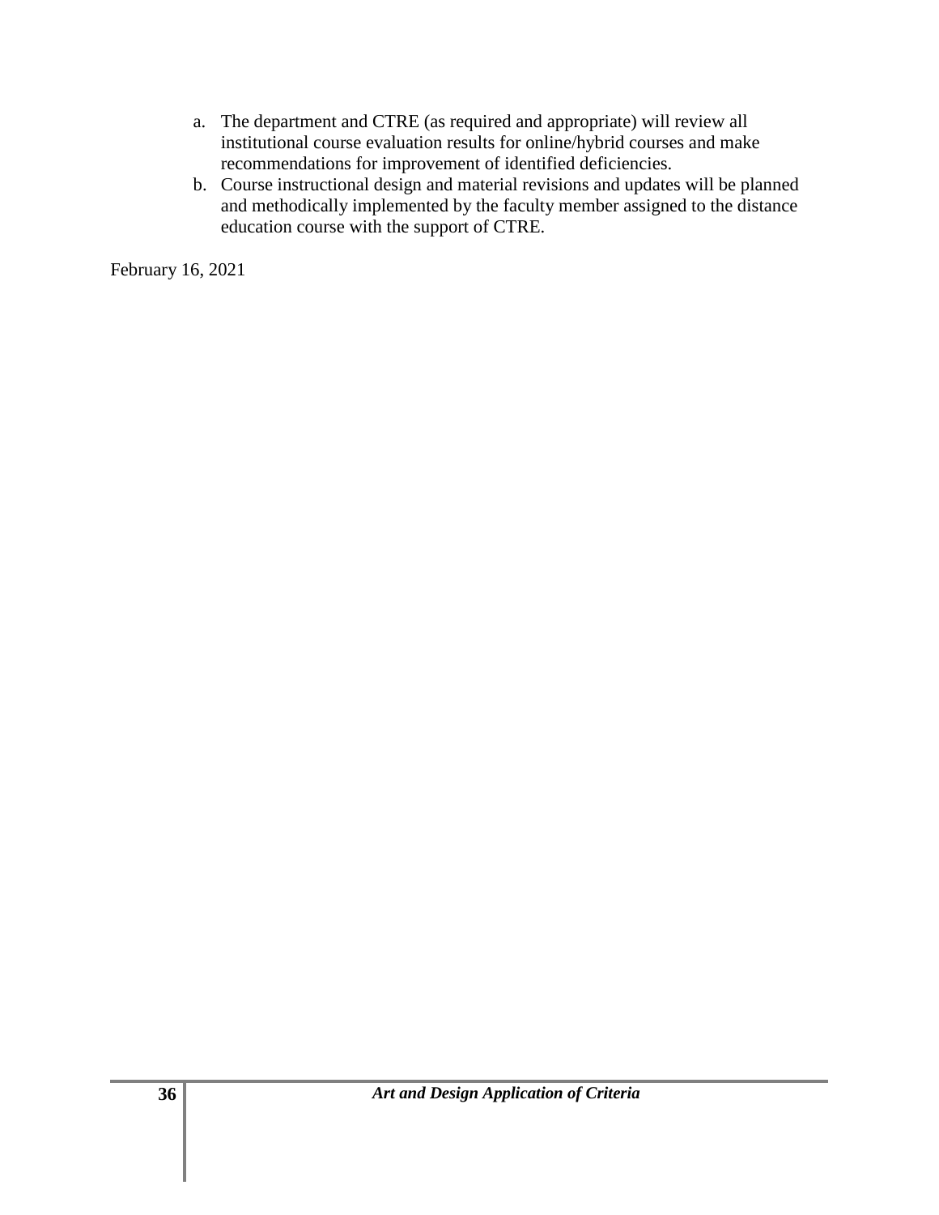a. The department and CTRE (as required and appropriate) will review all institutional course evaluation results for online/hybrid courses and make recommendations for improvement of identified deficiencies.
b. Course instructional design and material revisions and updates will be planned and methodically implemented by the faculty member assigned to the distance education course with the support of CTRE.

February 16, 2021